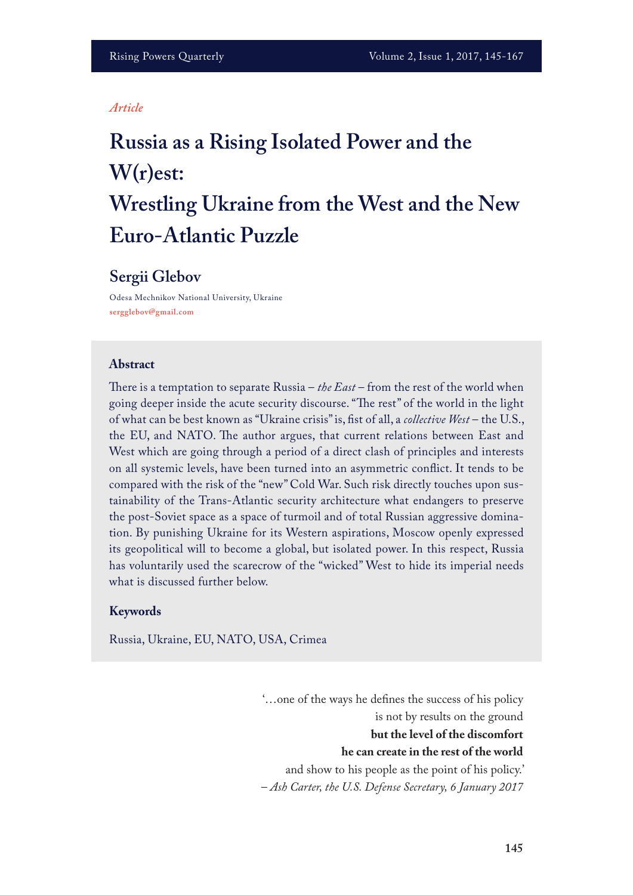*Article*

# Russia as a Rising Isolated Power and the W(r)est: Wrestling Ukraine from the West and the New Euro-Atlantic Puzzle

## Sergii Glebov

Odesa Mechnikov National University, Ukraine
sergglebov@gmail.com

### Abstract

There is a temptation to separate Russia – *the East* – from the rest of the world when going deeper inside the acute security discourse. "The rest" of the world in the light of what can be best known as "Ukraine crisis" is, fist of all, a *collective West* – the U.S., the EU, and NATO. The author argues, that current relations between East and West which are going through a period of a direct clash of principles and interests on all systemic levels, have been turned into an asymmetric conflict. It tends to be compared with the risk of the "new" Cold War. Such risk directly touches upon sustainability of the Trans-Atlantic security architecture what endangers to preserve the post-Soviet space as a space of turmoil and of total Russian aggressive domination. By punishing Ukraine for its Western aspirations, Moscow openly expressed its geopolitical will to become a global, but isolated power. In this respect, Russia has voluntarily used the scarecrow of the "wicked" West to hide its imperial needs what is discussed further below.

### Keywords

Russia, Ukraine, EU, NATO, USA, Crimea

> '…one of the ways he defines the success of his policy
> is not by results on the ground
> **but the level of the discomfort**
> **he can create in the rest of the world**
> and show to his people as the point of his policy.'
> – *Ash Carter, the U.S. Defense Secretary, 6 January 2017*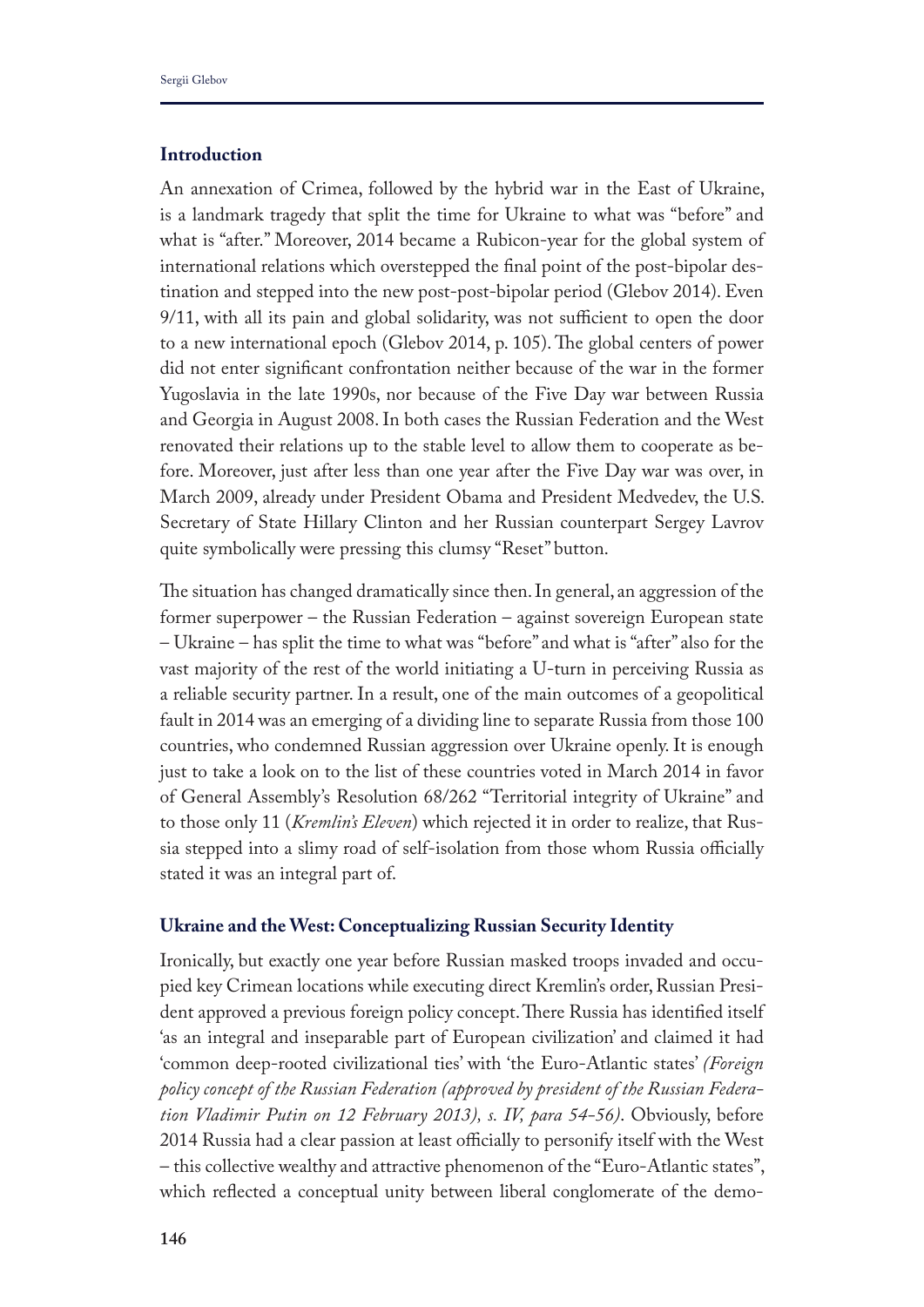## Introduction

An annexation of Crimea, followed by the hybrid war in the East of Ukraine, is a landmark tragedy that split the time for Ukraine to what was "before" and what is "after." Moreover, 2014 became a Rubicon-year for the global system of international relations which overstepped the final point of the post-bipolar destination and stepped into the new post-post-bipolar period (Glebov 2014). Even 9/11, with all its pain and global solidarity, was not sufficient to open the door to a new international epoch (Glebov 2014, p. 105). The global centers of power did not enter significant confrontation neither because of the war in the former Yugoslavia in the late 1990s, nor because of the Five Day war between Russia and Georgia in August 2008. In both cases the Russian Federation and the West renovated their relations up to the stable level to allow them to cooperate as before. Moreover, just after less than one year after the Five Day war was over, in March 2009, already under President Obama and President Medvedev, the U.S. Secretary of State Hillary Clinton and her Russian counterpart Sergey Lavrov quite symbolically were pressing this clumsy "Reset" button.

The situation has changed dramatically since then. In general, an aggression of the former superpower – the Russian Federation – against sovereign European state – Ukraine – has split the time to what was "before" and what is "after" also for the vast majority of the rest of the world initiating a U-turn in perceiving Russia as a reliable security partner. In a result, one of the main outcomes of a geopolitical fault in 2014 was an emerging of a dividing line to separate Russia from those 100 countries, who condemned Russian aggression over Ukraine openly. It is enough just to take a look on to the list of these countries voted in March 2014 in favor of General Assembly's Resolution 68/262 "Territorial integrity of Ukraine" and to those only 11 (*Kremlin's Eleven*) which rejected it in order to realize, that Russia stepped into a slimy road of self-isolation from those whom Russia officially stated it was an integral part of.

## Ukraine and the West: Conceptualizing Russian Security Identity

Ironically, but exactly one year before Russian masked troops invaded and occupied key Crimean locations while executing direct Kremlin's order, Russian President approved a previous foreign policy concept. There Russia has identified itself 'as an integral and inseparable part of European civilization' and claimed it had 'common deep-rooted civilizational ties' with 'the Euro-Atlantic states' *(Foreign policy concept of the Russian Federation (approved by president of the Russian Federation Vladimir Putin on 12 February 2013), s. IV, para 54-56)*. Obviously, before 2014 Russia had a clear passion at least officially to personify itself with the West – this collective wealthy and attractive phenomenon of the "Euro-Atlantic states", which reflected a conceptual unity between liberal conglomerate of the demo-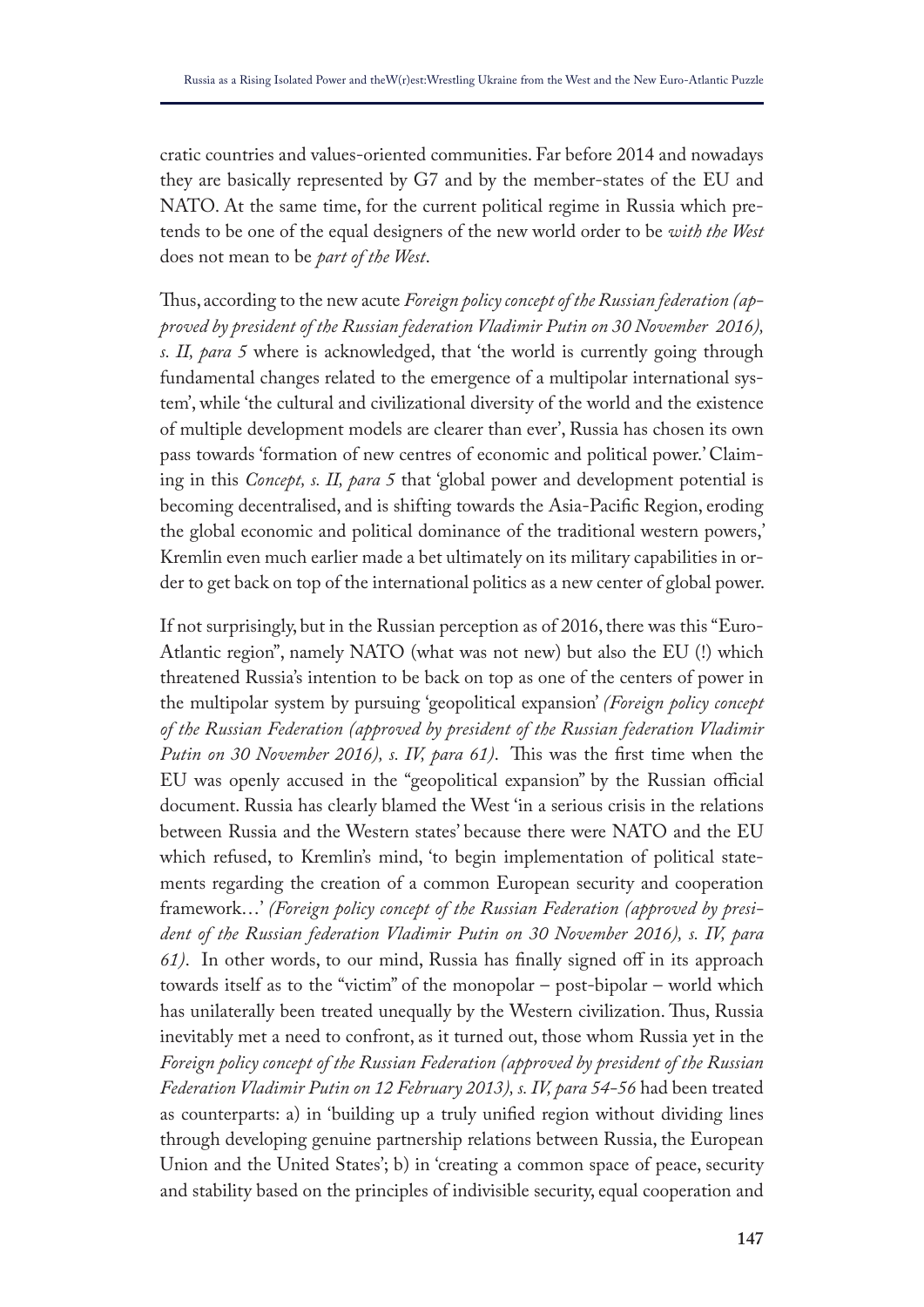cratic countries and values-oriented communities. Far before 2014 and nowadays they are basically represented by G7 and by the member-states of the EU and NATO. At the same time, for the current political regime in Russia which pretends to be one of the equal designers of the new world order to be *with the West* does not mean to be *part of the West*.

Thus, according to the new acute *Foreign policy concept of the Russian federation (approved by president of the Russian federation Vladimir Putin on 30 November 2016), s. II, para 5* where is acknowledged, that 'the world is currently going through fundamental changes related to the emergence of a multipolar international system', while 'the cultural and civilizational diversity of the world and the existence of multiple development models are clearer than ever', Russia has chosen its own pass towards 'formation of new centres of economic and political power.' Claiming in this *Concept, s. II, para 5* that 'global power and development potential is becoming decentralised, and is shifting towards the Asia-Pacific Region, eroding the global economic and political dominance of the traditional western powers,' Kremlin even much earlier made a bet ultimately on its military capabilities in order to get back on top of the international politics as a new center of global power.

If not surprisingly, but in the Russian perception as of 2016, there was this "Euro-Atlantic region", namely NATO (what was not new) but also the EU (!) which threatened Russia's intention to be back on top as one of the centers of power in the multipolar system by pursuing 'geopolitical expansion' *(Foreign policy concept of the Russian Federation (approved by president of the Russian federation Vladimir Putin on 30 November 2016), s. IV, para 61)*. This was the first time when the EU was openly accused in the "geopolitical expansion" by the Russian official document. Russia has clearly blamed the West 'in a serious crisis in the relations between Russia and the Western states' because there were NATO and the EU which refused, to Kremlin's mind, 'to begin implementation of political statements regarding the creation of a common European security and cooperation framework…' *(Foreign policy concept of the Russian Federation (approved by president of the Russian federation Vladimir Putin on 30 November 2016), s. IV, para 61)*. In other words, to our mind, Russia has finally signed off in its approach towards itself as to the "victim" of the monopolar – post-bipolar – world which has unilaterally been treated unequally by the Western civilization. Thus, Russia inevitably met a need to confront, as it turned out, those whom Russia yet in the *Foreign policy concept of the Russian Federation (approved by president of the Russian Federation Vladimir Putin on 12 February 2013), s. IV, para 54-56* had been treated as counterparts: a) in 'building up a truly unified region without dividing lines through developing genuine partnership relations between Russia, the European Union and the United States'; b) in 'creating a common space of peace, security and stability based on the principles of indivisible security, equal cooperation and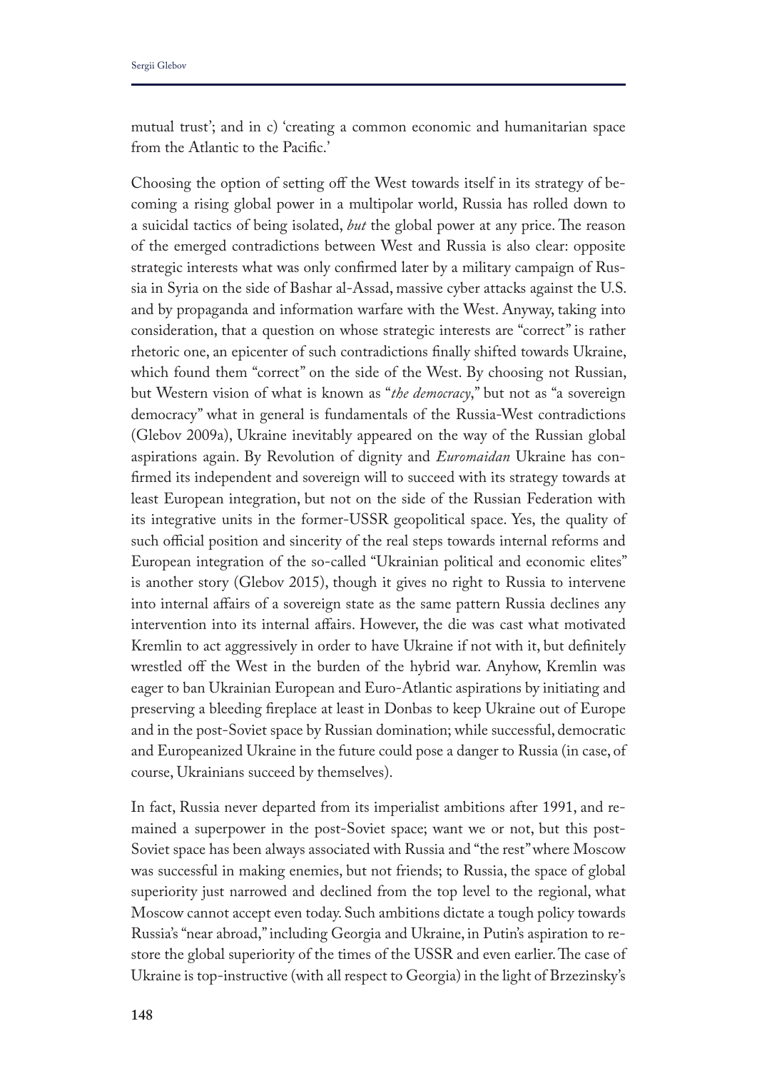mutual trust'; and in c) 'creating a common economic and humanitarian space from the Atlantic to the Pacific.'

Choosing the option of setting off the West towards itself in its strategy of becoming a rising global power in a multipolar world, Russia has rolled down to a suicidal tactics of being isolated, *but* the global power at any price. The reason of the emerged contradictions between West and Russia is also clear: opposite strategic interests what was only confirmed later by a military campaign of Russia in Syria on the side of Bashar al-Assad, massive cyber attacks against the U.S. and by propaganda and information warfare with the West. Anyway, taking into consideration, that a question on whose strategic interests are "correct" is rather rhetoric one, an epicenter of such contradictions finally shifted towards Ukraine, which found them "correct" on the side of the West. By choosing not Russian, but Western vision of what is known as "*the democracy*," but not as "a sovereign democracy" what in general is fundamentals of the Russia-West contradictions (Glebov 2009a), Ukraine inevitably appeared on the way of the Russian global aspirations again. By Revolution of dignity and *Euromaidan* Ukraine has confirmed its independent and sovereign will to succeed with its strategy towards at least European integration, but not on the side of the Russian Federation with its integrative units in the former-USSR geopolitical space. Yes, the quality of such official position and sincerity of the real steps towards internal reforms and European integration of the so-called "Ukrainian political and economic elites" is another story (Glebov 2015), though it gives no right to Russia to intervene into internal affairs of a sovereign state as the same pattern Russia declines any intervention into its internal affairs. However, the die was cast what motivated Kremlin to act aggressively in order to have Ukraine if not with it, but definitely wrestled off the West in the burden of the hybrid war. Anyhow, Kremlin was eager to ban Ukrainian European and Euro-Atlantic aspirations by initiating and preserving a bleeding fireplace at least in Donbas to keep Ukraine out of Europe and in the post-Soviet space by Russian domination; while successful, democratic and Europeanized Ukraine in the future could pose a danger to Russia (in case, of course, Ukrainians succeed by themselves).

In fact, Russia never departed from its imperialist ambitions after 1991, and remained a superpower in the post-Soviet space; want we or not, but this post-Soviet space has been always associated with Russia and "the rest" where Moscow was successful in making enemies, but not friends; to Russia, the space of global superiority just narrowed and declined from the top level to the regional, what Moscow cannot accept even today. Such ambitions dictate a tough policy towards Russia's "near abroad," including Georgia and Ukraine, in Putin's aspiration to restore the global superiority of the times of the USSR and even earlier. The case of Ukraine is top-instructive (with all respect to Georgia) in the light of Brzezinsky's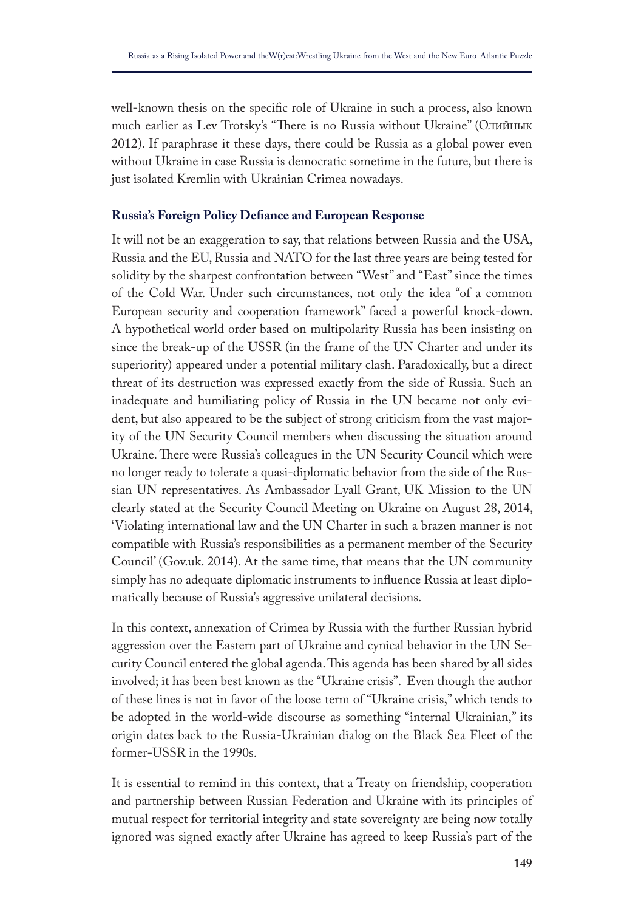well-known thesis on the specific role of Ukraine in such a process, also known much earlier as Lev Trotsky's "There is no Russia without Ukraine" (Олийнык 2012). If paraphrase it these days, there could be Russia as a global power even without Ukraine in case Russia is democratic sometime in the future, but there is just isolated Kremlin with Ukrainian Crimea nowadays.

### Russia's Foreign Policy Defiance and European Response

It will not be an exaggeration to say, that relations between Russia and the USA, Russia and the EU, Russia and NATO for the last three years are being tested for solidity by the sharpest confrontation between "West" and "East" since the times of the Cold War. Under such circumstances, not only the idea "of a common European security and cooperation framework" faced a powerful knock-down. A hypothetical world order based on multipolarity Russia has been insisting on since the break-up of the USSR (in the frame of the UN Charter and under its superiority) appeared under a potential military clash. Paradoxically, but a direct threat of its destruction was expressed exactly from the side of Russia. Such an inadequate and humiliating policy of Russia in the UN became not only evident, but also appeared to be the subject of strong criticism from the vast majority of the UN Security Council members when discussing the situation around Ukraine. There were Russia's colleagues in the UN Security Council which were no longer ready to tolerate a quasi-diplomatic behavior from the side of the Russian UN representatives. As Ambassador Lyall Grant, UK Mission to the UN clearly stated at the Security Council Meeting on Ukraine on August 28, 2014, 'Violating international law and the UN Charter in such a brazen manner is not compatible with Russia's responsibilities as a permanent member of the Security Council' (Gov.uk. 2014). At the same time, that means that the UN community simply has no adequate diplomatic instruments to influence Russia at least diplomatically because of Russia's aggressive unilateral decisions.

In this context, annexation of Crimea by Russia with the further Russian hybrid aggression over the Eastern part of Ukraine and cynical behavior in the UN Security Council entered the global agenda. This agenda has been shared by all sides involved; it has been best known as the "Ukraine crisis". Even though the author of these lines is not in favor of the loose term of "Ukraine crisis," which tends to be adopted in the world-wide discourse as something "internal Ukrainian," its origin dates back to the Russia-Ukrainian dialog on the Black Sea Fleet of the former-USSR in the 1990s.

It is essential to remind in this context, that a Treaty on friendship, cooperation and partnership between Russian Federation and Ukraine with its principles of mutual respect for territorial integrity and state sovereignty are being now totally ignored was signed exactly after Ukraine has agreed to keep Russia's part of the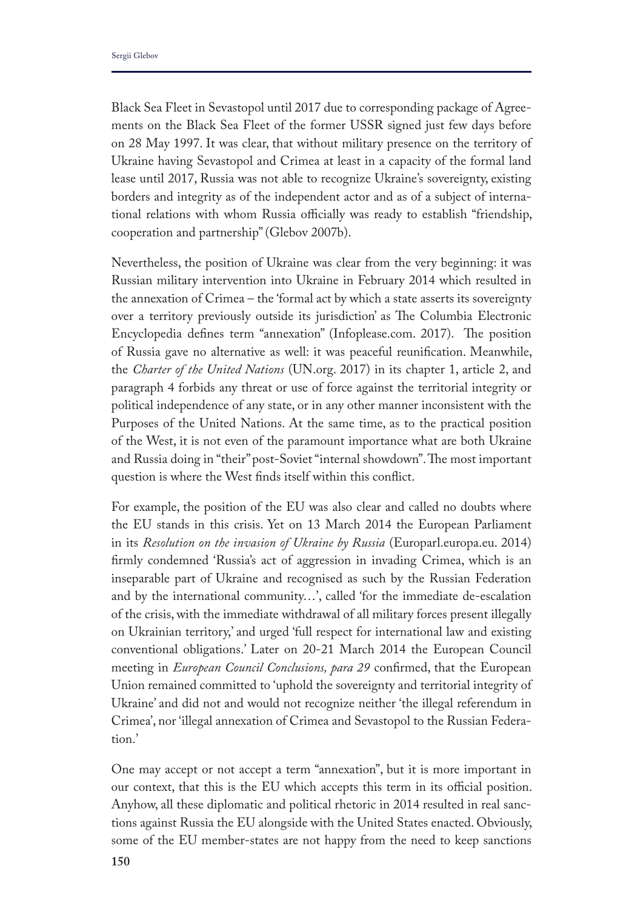Black Sea Fleet in Sevastopol until 2017 due to corresponding package of Agreements on the Black Sea Fleet of the former USSR signed just few days before on 28 May 1997. It was clear, that without military presence on the territory of Ukraine having Sevastopol and Crimea at least in a capacity of the formal land lease until 2017, Russia was not able to recognize Ukraine's sovereignty, existing borders and integrity as of the independent actor and as of a subject of international relations with whom Russia officially was ready to establish "friendship, cooperation and partnership" (Glebov 2007b).

Nevertheless, the position of Ukraine was clear from the very beginning: it was Russian military intervention into Ukraine in February 2014 which resulted in the annexation of Crimea – the 'formal act by which a state asserts its sovereignty over a territory previously outside its jurisdiction' as The Columbia Electronic Encyclopedia defines term "annexation" (Infoplease.com. 2017). The position of Russia gave no alternative as well: it was peaceful reunification. Meanwhile, the *Charter of the United Nations* (UN.org. 2017) in its chapter 1, article 2, and paragraph 4 forbids any threat or use of force against the territorial integrity or political independence of any state, or in any other manner inconsistent with the Purposes of the United Nations. At the same time, as to the practical position of the West, it is not even of the paramount importance what are both Ukraine and Russia doing in "their" post-Soviet "internal showdown". The most important question is where the West finds itself within this conflict.

For example, the position of the EU was also clear and called no doubts where the EU stands in this crisis. Yet on 13 March 2014 the European Parliament in its *Resolution on the invasion of Ukraine by Russia* (Europarl.europa.eu. 2014) firmly condemned 'Russia's act of aggression in invading Crimea, which is an inseparable part of Ukraine and recognised as such by the Russian Federation and by the international community…', called 'for the immediate de-escalation of the crisis, with the immediate withdrawal of all military forces present illegally on Ukrainian territory,' and urged 'full respect for international law and existing conventional obligations.' Later on 20-21 March 2014 the European Council meeting in *European Council Conclusions, para 29* confirmed, that the European Union remained committed to 'uphold the sovereignty and territorial integrity of Ukraine' and did not and would not recognize neither 'the illegal referendum in Crimea', nor 'illegal annexation of Crimea and Sevastopol to the Russian Federation.'

One may accept or not accept a term "annexation", but it is more important in our context, that this is the EU which accepts this term in its official position. Anyhow, all these diplomatic and political rhetoric in 2014 resulted in real sanctions against Russia the EU alongside with the United States enacted. Obviously, some of the EU member-states are not happy from the need to keep sanctions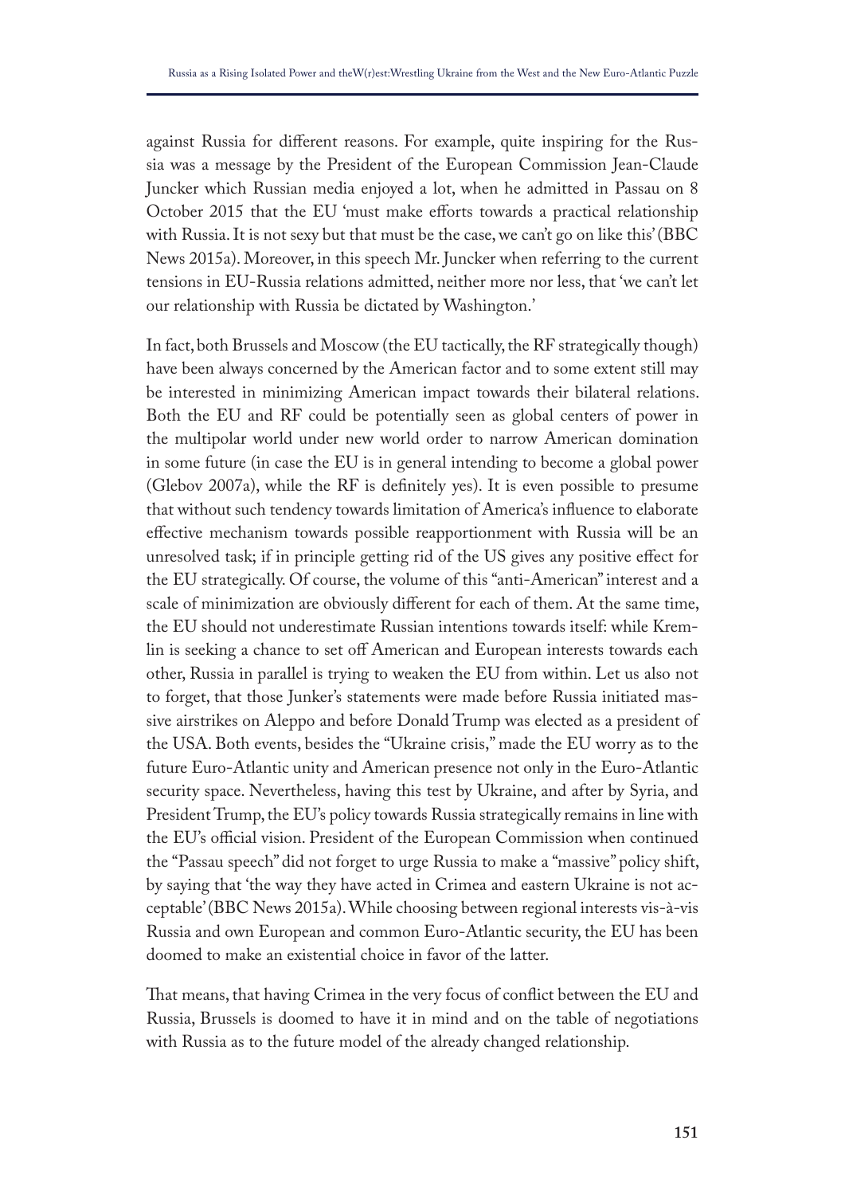against Russia for different reasons. For example, quite inspiring for the Russia was a message by the President of the European Commission Jean-Claude Juncker which Russian media enjoyed a lot, when he admitted in Passau on 8 October 2015 that the EU 'must make efforts towards a practical relationship with Russia. It is not sexy but that must be the case, we can't go on like this' (BBC News 2015a). Moreover, in this speech Mr. Juncker when referring to the current tensions in EU-Russia relations admitted, neither more nor less, that 'we can't let our relationship with Russia be dictated by Washington.'

In fact, both Brussels and Moscow (the EU tactically, the RF strategically though) have been always concerned by the American factor and to some extent still may be interested in minimizing American impact towards their bilateral relations. Both the EU and RF could be potentially seen as global centers of power in the multipolar world under new world order to narrow American domination in some future (in case the EU is in general intending to become a global power (Glebov 2007a), while the RF is definitely yes). It is even possible to presume that without such tendency towards limitation of America's influence to elaborate effective mechanism towards possible reapportionment with Russia will be an unresolved task; if in principle getting rid of the US gives any positive effect for the EU strategically. Of course, the volume of this "anti-American" interest and a scale of minimization are obviously different for each of them. At the same time, the EU should not underestimate Russian intentions towards itself: while Kremlin is seeking a chance to set off American and European interests towards each other, Russia in parallel is trying to weaken the EU from within. Let us also not to forget, that those Junker's statements were made before Russia initiated massive airstrikes on Aleppo and before Donald Trump was elected as a president of the USA. Both events, besides the "Ukraine crisis," made the EU worry as to the future Euro-Atlantic unity and American presence not only in the Euro-Atlantic security space. Nevertheless, having this test by Ukraine, and after by Syria, and President Trump, the EU's policy towards Russia strategically remains in line with the EU's official vision. President of the European Commission when continued the "Passau speech" did not forget to urge Russia to make a "massive" policy shift, by saying that 'the way they have acted in Crimea and eastern Ukraine is not acceptable' (BBC News 2015a). While choosing between regional interests vis-à-vis Russia and own European and common Euro-Atlantic security, the EU has been doomed to make an existential choice in favor of the latter.

That means, that having Crimea in the very focus of conflict between the EU and Russia, Brussels is doomed to have it in mind and on the table of negotiations with Russia as to the future model of the already changed relationship.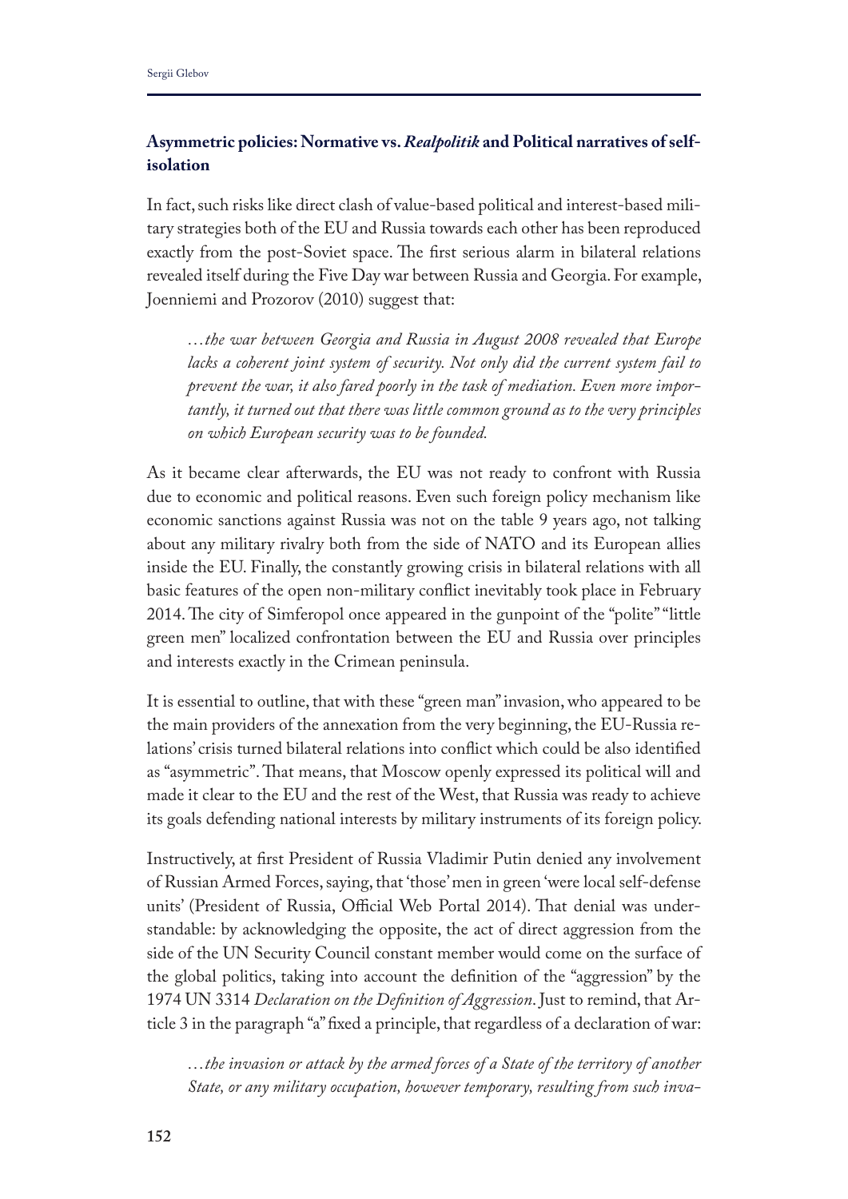## Asymmetric policies: Normative vs. *Realpolitik* and Political narratives of self-isolation

In fact, such risks like direct clash of value-based political and interest-based military strategies both of the EU and Russia towards each other has been reproduced exactly from the post-Soviet space. The first serious alarm in bilateral relations revealed itself during the Five Day war between Russia and Georgia. For example, Joenniemi and Prozorov (2010) suggest that:

> *…the war between Georgia and Russia in August 2008 revealed that Europe lacks a coherent joint system of security. Not only did the current system fail to prevent the war, it also fared poorly in the task of mediation. Even more importantly, it turned out that there was little common ground as to the very principles on which European security was to be founded.*

As it became clear afterwards, the EU was not ready to confront with Russia due to economic and political reasons. Even such foreign policy mechanism like economic sanctions against Russia was not on the table 9 years ago, not talking about any military rivalry both from the side of NATO and its European allies inside the EU. Finally, the constantly growing crisis in bilateral relations with all basic features of the open non-military conflict inevitably took place in February 2014. The city of Simferopol once appeared in the gunpoint of the "polite" "little green men" localized confrontation between the EU and Russia over principles and interests exactly in the Crimean peninsula.

It is essential to outline, that with these "green man" invasion, who appeared to be the main providers of the annexation from the very beginning, the EU-Russia relations' crisis turned bilateral relations into conflict which could be also identified as "asymmetric". That means, that Moscow openly expressed its political will and made it clear to the EU and the rest of the West, that Russia was ready to achieve its goals defending national interests by military instruments of its foreign policy.

Instructively, at first President of Russia Vladimir Putin denied any involvement of Russian Armed Forces, saying, that 'those' men in green 'were local self-defense units' (President of Russia, Official Web Portal 2014). That denial was understandable: by acknowledging the opposite, the act of direct aggression from the side of the UN Security Council constant member would come on the surface of the global politics, taking into account the definition of the "aggression" by the 1974 UN 3314 *Declaration on the Definition of Aggression*. Just to remind, that Article 3 in the paragraph "a" fixed a principle, that regardless of a declaration of war:

> *…the invasion or attack by the armed forces of a State of the territory of another State, or any military occupation, however temporary, resulting from such inva-*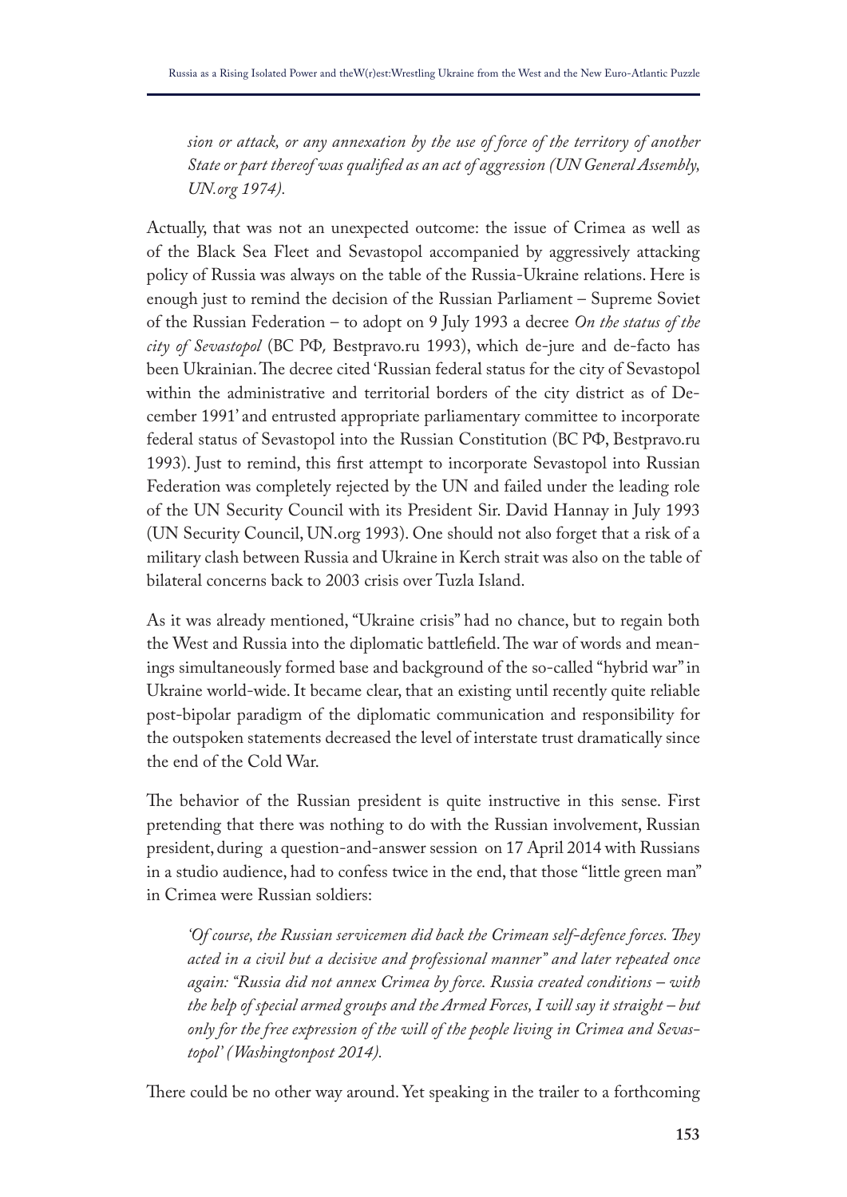*sion or attack, or any annexation by the use of force of the territory of another State or part thereof was qualified as an act of aggression (UN General Assembly, UN.org 1974).*

Actually, that was not an unexpected outcome: the issue of Crimea as well as of the Black Sea Fleet and Sevastopol accompanied by aggressively attacking policy of Russia was always on the table of the Russia-Ukraine relations. Here is enough just to remind the decision of the Russian Parliament – Supreme Soviet of the Russian Federation – to adopt on 9 July 1993 a decree *On the status of the city of Sevastopol* (ВС РФ, Bestpravo.ru 1993), which de-jure and de-facto has been Ukrainian. The decree cited 'Russian federal status for the city of Sevastopol within the administrative and territorial borders of the city district as of December 1991' and entrusted appropriate parliamentary committee to incorporate federal status of Sevastopol into the Russian Constitution (ВС РФ, Bestpravo.ru 1993). Just to remind, this first attempt to incorporate Sevastopol into Russian Federation was completely rejected by the UN and failed under the leading role of the UN Security Council with its President Sir. David Hannay in July 1993 (UN Security Council, UN.org 1993). One should not also forget that a risk of a military clash between Russia and Ukraine in Kerch strait was also on the table of bilateral concerns back to 2003 crisis over Tuzla Island.

As it was already mentioned, "Ukraine crisis" had no chance, but to regain both the West and Russia into the diplomatic battlefield. The war of words and meanings simultaneously formed base and background of the so-called "hybrid war" in Ukraine world-wide. It became clear, that an existing until recently quite reliable post-bipolar paradigm of the diplomatic communication and responsibility for the outspoken statements decreased the level of interstate trust dramatically since the end of the Cold War.

The behavior of the Russian president is quite instructive in this sense. First pretending that there was nothing to do with the Russian involvement, Russian president, during a question-and-answer session on 17 April 2014 with Russians in a studio audience, had to confess twice in the end, that those "little green man" in Crimea were Russian soldiers:

*'Of course, the Russian servicemen did back the Crimean self-defence forces. They acted in a civil but a decisive and professional manner" and later repeated once again: "Russia did not annex Crimea by force. Russia created conditions – with the help of special armed groups and the Armed Forces, I will say it straight – but only for the free expression of the will of the people living in Crimea and Sevastopol' (Washingtonpost 2014).*

There could be no other way around. Yet speaking in the trailer to a forthcoming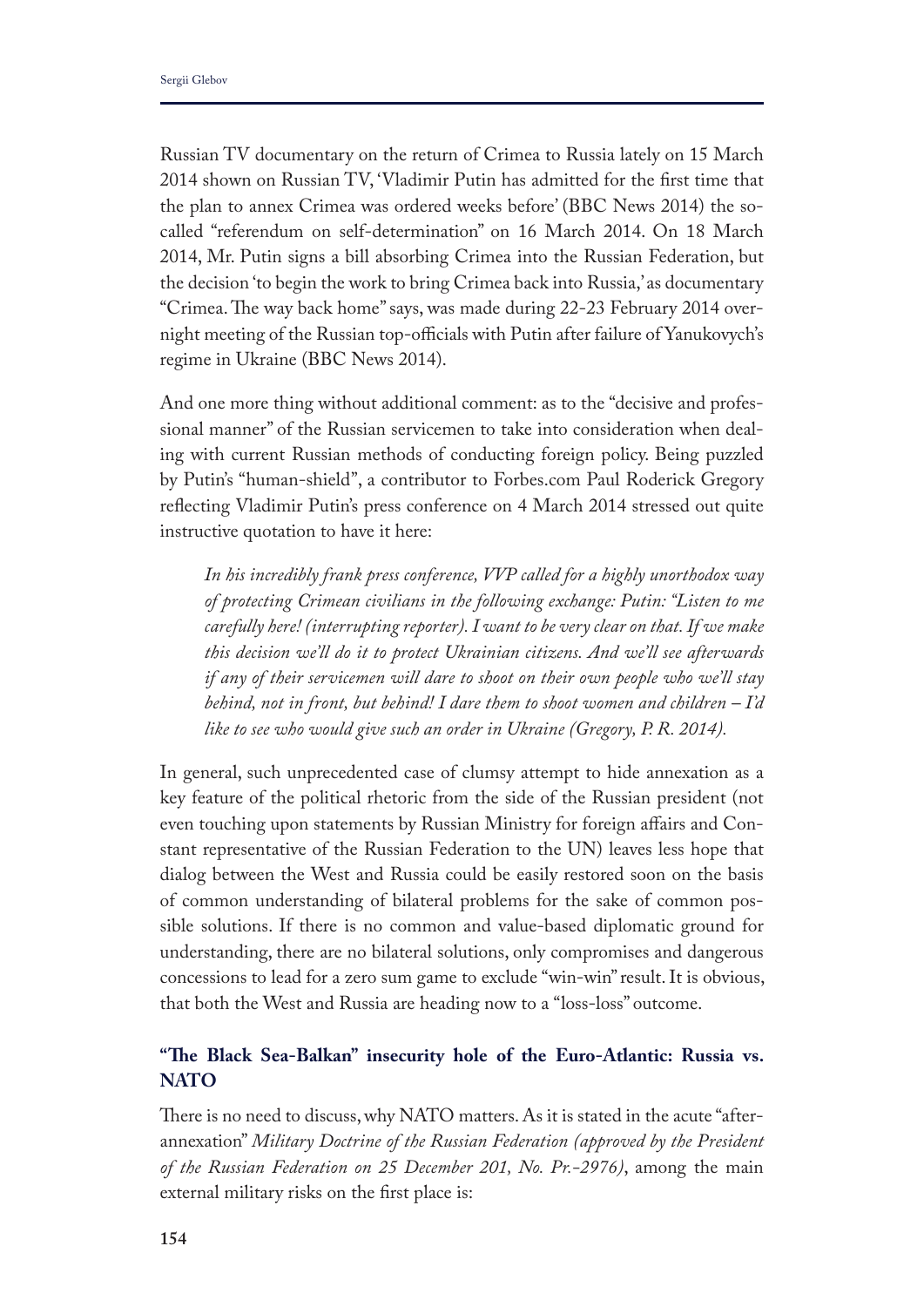Russian TV documentary on the return of Crimea to Russia lately on 15 March 2014 shown on Russian TV, 'Vladimir Putin has admitted for the first time that the plan to annex Crimea was ordered weeks before' (BBC News 2014) the so-called "referendum on self-determination" on 16 March 2014. On 18 March 2014, Mr. Putin signs a bill absorbing Crimea into the Russian Federation, but the decision 'to begin the work to bring Crimea back into Russia,' as documentary "Crimea. The way back home" says, was made during 22-23 February 2014 overnight meeting of the Russian top-officials with Putin after failure of Yanukovych's regime in Ukraine (BBC News 2014).

And one more thing without additional comment: as to the "decisive and professional manner" of the Russian servicemen to take into consideration when dealing with current Russian methods of conducting foreign policy. Being puzzled by Putin's "human-shield", a contributor to Forbes.com Paul Roderick Gregory reflecting Vladimir Putin's press conference on 4 March 2014 stressed out quite instructive quotation to have it here:

> *In his incredibly frank press conference, VVP called for a highly unorthodox way of protecting Crimean civilians in the following exchange: Putin: "Listen to me carefully here! (interrupting reporter). I want to be very clear on that. If we make this decision we'll do it to protect Ukrainian citizens. And we'll see afterwards if any of their servicemen will dare to shoot on their own people who we'll stay behind, not in front, but behind! I dare them to shoot women and children – I'd like to see who would give such an order in Ukraine (Gregory, P. R. 2014).*

In general, such unprecedented case of clumsy attempt to hide annexation as a key feature of the political rhetoric from the side of the Russian president (not even touching upon statements by Russian Ministry for foreign affairs and Constant representative of the Russian Federation to the UN) leaves less hope that dialog between the West and Russia could be easily restored soon on the basis of common understanding of bilateral problems for the sake of common possible solutions. If there is no common and value-based diplomatic ground for understanding, there are no bilateral solutions, only compromises and dangerous concessions to lead for a zero sum game to exclude "win-win" result. It is obvious, that both the West and Russia are heading now to a "loss-loss" outcome.

## "The Black Sea-Balkan" insecurity hole of the Euro-Atlantic: Russia vs. NATO

There is no need to discuss, why NATO matters. As it is stated in the acute "after-annexation" *Military Doctrine of the Russian Federation (approved by the President of the Russian Federation on 25 December 201, No. Pr.-2976)*, among the main external military risks on the first place is: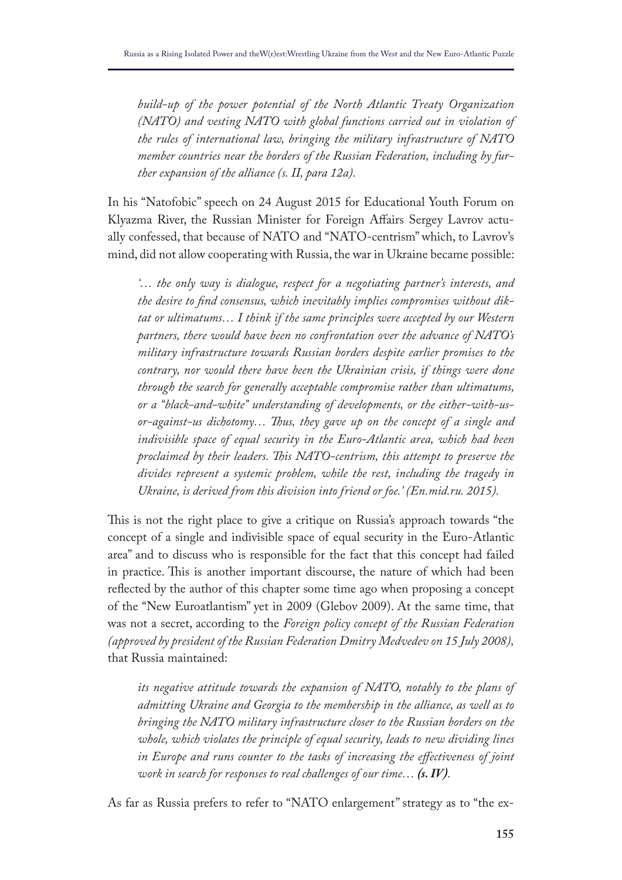*build-up of the power potential of the North Atlantic Treaty Organization (NATO) and vesting NATO with global functions carried out in violation of the rules of international law, bringing the military infrastructure of NATO member countries near the borders of the Russian Federation, including by further expansion of the alliance (s. II, para 12a).*

In his "Natofobic" speech on 24 August 2015 for Educational Youth Forum on Klyazma River, the Russian Minister for Foreign Affairs Sergey Lavrov actually confessed, that because of NATO and "NATO-centrism" which, to Lavrov's mind, did not allow cooperating with Russia, the war in Ukraine became possible:

*'… the only way is dialogue, respect for a negotiating partner's interests, and the desire to find consensus, which inevitably implies compromises without diktat or ultimatums… I think if the same principles were accepted by our Western partners, there would have been no confrontation over the advance of NATO's military infrastructure towards Russian borders despite earlier promises to the contrary, nor would there have been the Ukrainian crisis, if things were done through the search for generally acceptable compromise rather than ultimatums, or a "black-and-white" understanding of developments, or the either-with-us-or-against-us dichotomy… Thus, they gave up on the concept of a single and indivisible space of equal security in the Euro-Atlantic area, which had been proclaimed by their leaders. This NATO-centrism, this attempt to preserve the divides represent a systemic problem, while the rest, including the tragedy in Ukraine, is derived from this division into friend or foe.' (En.mid.ru. 2015).*

This is not the right place to give a critique on Russia's approach towards "the concept of a single and indivisible space of equal security in the Euro-Atlantic area" and to discuss who is responsible for the fact that this concept had failed in practice. This is another important discourse, the nature of which had been reflected by the author of this chapter some time ago when proposing a concept of the "New Euroatlantism" yet in 2009 (Glebov 2009). At the same time, that was not a secret, according to the *Foreign policy concept of the Russian Federation (approved by president of the Russian Federation Dmitry Medvedev on 15 July 2008),* that Russia maintained:

*its negative attitude towards the expansion of NATO, notably to the plans of admitting Ukraine and Georgia to the membership in the alliance, as well as to bringing the NATO military infrastructure closer to the Russian borders on the whole, which violates the principle of equal security, leads to new dividing lines in Europe and runs counter to the tasks of increasing the effectiveness of joint work in search for responses to real challenges of our time…* ***(s. IV)****.*

As far as Russia prefers to refer to "NATO enlargement" strategy as to "the ex-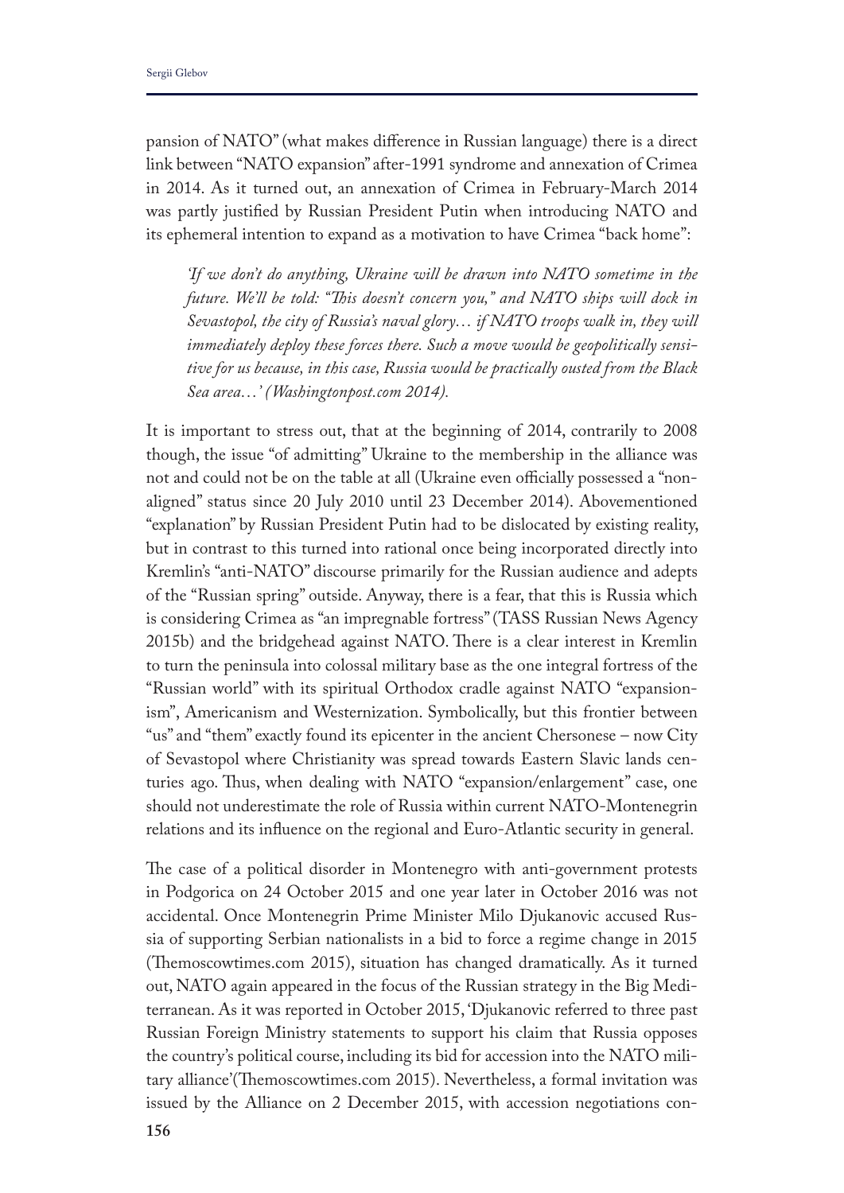pansion of NATO" (what makes difference in Russian language) there is a direct link between "NATO expansion" after-1991 syndrome and annexation of Crimea in 2014. As it turned out, an annexation of Crimea in February-March 2014 was partly justified by Russian President Putin when introducing NATO and its ephemeral intention to expand as a motivation to have Crimea "back home":

> *'If we don't do anything, Ukraine will be drawn into NATO sometime in the future. We'll be told: "This doesn't concern you," and NATO ships will dock in Sevastopol, the city of Russia's naval glory… if NATO troops walk in, they will immediately deploy these forces there. Such a move would be geopolitically sensitive for us because, in this case, Russia would be practically ousted from the Black Sea area…' (Washingtonpost.com 2014).*

It is important to stress out, that at the beginning of 2014, contrarily to 2008 though, the issue "of admitting" Ukraine to the membership in the alliance was not and could not be on the table at all (Ukraine even officially possessed a "non-aligned" status since 20 July 2010 until 23 December 2014). Abovementioned "explanation" by Russian President Putin had to be dislocated by existing reality, but in contrast to this turned into rational once being incorporated directly into Kremlin's "anti-NATO" discourse primarily for the Russian audience and adepts of the "Russian spring" outside. Anyway, there is a fear, that this is Russia which is considering Crimea as "an impregnable fortress" (TASS Russian News Agency 2015b) and the bridgehead against NATO. There is a clear interest in Kremlin to turn the peninsula into colossal military base as the one integral fortress of the "Russian world" with its spiritual Orthodox cradle against NATO "expansionism", Americanism and Westernization. Symbolically, but this frontier between "us" and "them" exactly found its epicenter in the ancient Chersonese – now City of Sevastopol where Christianity was spread towards Eastern Slavic lands centuries ago. Thus, when dealing with NATO "expansion/enlargement" case, one should not underestimate the role of Russia within current NATO-Montenegrin relations and its influence on the regional and Euro-Atlantic security in general.

The case of a political disorder in Montenegro with anti-government protests in Podgorica on 24 October 2015 and one year later in October 2016 was not accidental. Once Montenegrin Prime Minister Milo Djukanovic accused Russia of supporting Serbian nationalists in a bid to force a regime change in 2015 (Themoscowtimes.com 2015), situation has changed dramatically. As it turned out, NATO again appeared in the focus of the Russian strategy in the Big Mediterranean. As it was reported in October 2015, 'Djukanovic referred to three past Russian Foreign Ministry statements to support his claim that Russia opposes the country's political course, including its bid for accession into the NATO military alliance'(Themoscowtimes.com 2015). Nevertheless, a formal invitation was issued by the Alliance on 2 December 2015, with accession negotiations con-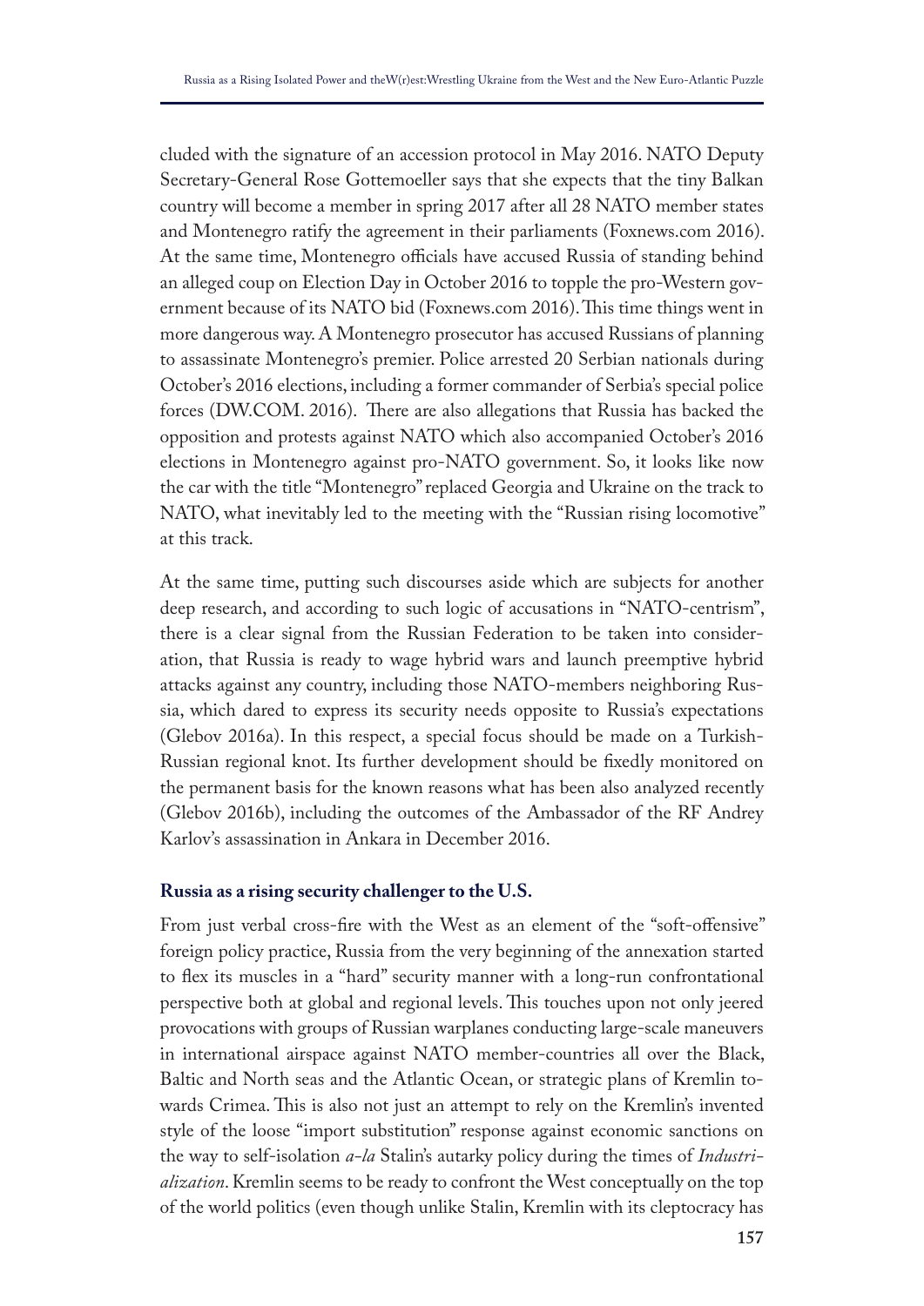cluded with the signature of an accession protocol in May 2016. NATO Deputy Secretary-General Rose Gottemoeller says that she expects that the tiny Balkan country will become a member in spring 2017 after all 28 NATO member states and Montenegro ratify the agreement in their parliaments (Foxnews.com 2016). At the same time, Montenegro officials have accused Russia of standing behind an alleged coup on Election Day in October 2016 to topple the pro-Western government because of its NATO bid (Foxnews.com 2016). This time things went in more dangerous way. A Montenegro prosecutor has accused Russians of planning to assassinate Montenegro's premier. Police arrested 20 Serbian nationals during October's 2016 elections, including a former commander of Serbia's special police forces (DW.COM. 2016). There are also allegations that Russia has backed the opposition and protests against NATO which also accompanied October's 2016 elections in Montenegro against pro-NATO government. So, it looks like now the car with the title "Montenegro" replaced Georgia and Ukraine on the track to NATO, what inevitably led to the meeting with the "Russian rising locomotive" at this track.

At the same time, putting such discourses aside which are subjects for another deep research, and according to such logic of accusations in "NATO-centrism", there is a clear signal from the Russian Federation to be taken into consideration, that Russia is ready to wage hybrid wars and launch preemptive hybrid attacks against any country, including those NATO-members neighboring Russia, which dared to express its security needs opposite to Russia's expectations (Glebov 2016a). In this respect, a special focus should be made on a Turkish-Russian regional knot. Its further development should be fixedly monitored on the permanent basis for the known reasons what has been also analyzed recently (Glebov 2016b), including the outcomes of the Ambassador of the RF Andrey Karlov's assassination in Ankara in December 2016.

### Russia as a rising security challenger to the U.S.

From just verbal cross-fire with the West as an element of the "soft-offensive" foreign policy practice, Russia from the very beginning of the annexation started to flex its muscles in a "hard" security manner with a long-run confrontational perspective both at global and regional levels. This touches upon not only jeered provocations with groups of Russian warplanes conducting large-scale maneuvers in international airspace against NATO member-countries all over the Black, Baltic and North seas and the Atlantic Ocean, or strategic plans of Kremlin towards Crimea. This is also not just an attempt to rely on the Kremlin's invented style of the loose "import substitution" response against economic sanctions on the way to self-isolation *a-la* Stalin's autarky policy during the times of *Industrialization*. Kremlin seems to be ready to confront the West conceptually on the top of the world politics (even though unlike Stalin, Kremlin with its cleptocracy has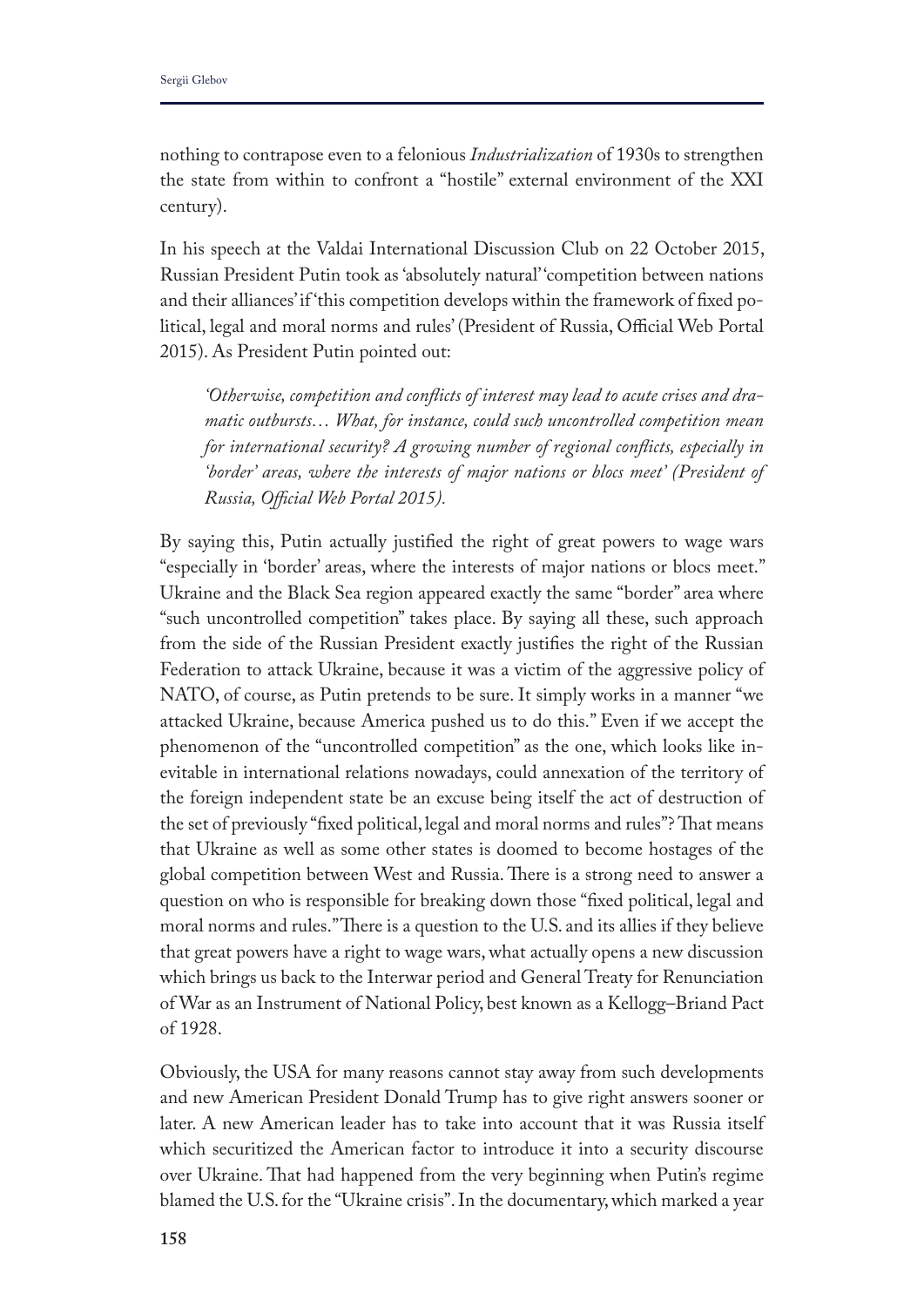nothing to contrapose even to a felonious *Industrialization* of 1930s to strengthen the state from within to confront a "hostile" external environment of the XXI century).

In his speech at the Valdai International Discussion Club on 22 October 2015, Russian President Putin took as 'absolutely natural' 'competition between nations and their alliances' if 'this competition develops within the framework of fixed political, legal and moral norms and rules' (President of Russia, Official Web Portal 2015). As President Putin pointed out:

> *'Otherwise, competition and conflicts of interest may lead to acute crises and dramatic outbursts… What, for instance, could such uncontrolled competition mean for international security? A growing number of regional conflicts, especially in 'border' areas, where the interests of major nations or blocs meet' (President of Russia, Official Web Portal 2015).*

By saying this, Putin actually justified the right of great powers to wage wars "especially in 'border' areas, where the interests of major nations or blocs meet." Ukraine and the Black Sea region appeared exactly the same "border" area where "such uncontrolled competition" takes place. By saying all these, such approach from the side of the Russian President exactly justifies the right of the Russian Federation to attack Ukraine, because it was a victim of the aggressive policy of NATO, of course, as Putin pretends to be sure. It simply works in a manner "we attacked Ukraine, because America pushed us to do this." Even if we accept the phenomenon of the "uncontrolled competition" as the one, which looks like inevitable in international relations nowadays, could annexation of the territory of the foreign independent state be an excuse being itself the act of destruction of the set of previously "fixed political, legal and moral norms and rules"? That means that Ukraine as well as some other states is doomed to become hostages of the global competition between West and Russia. There is a strong need to answer a question on who is responsible for breaking down those "fixed political, legal and moral norms and rules." There is a question to the U.S. and its allies if they believe that great powers have a right to wage wars, what actually opens a new discussion which brings us back to the Interwar period and General Treaty for Renunciation of War as an Instrument of National Policy, best known as a Kellogg–Briand Pact of 1928.

Obviously, the USA for many reasons cannot stay away from such developments and new American President Donald Trump has to give right answers sooner or later. A new American leader has to take into account that it was Russia itself which securitized the American factor to introduce it into a security discourse over Ukraine. That had happened from the very beginning when Putin's regime blamed the U.S. for the "Ukraine crisis". In the documentary, which marked a year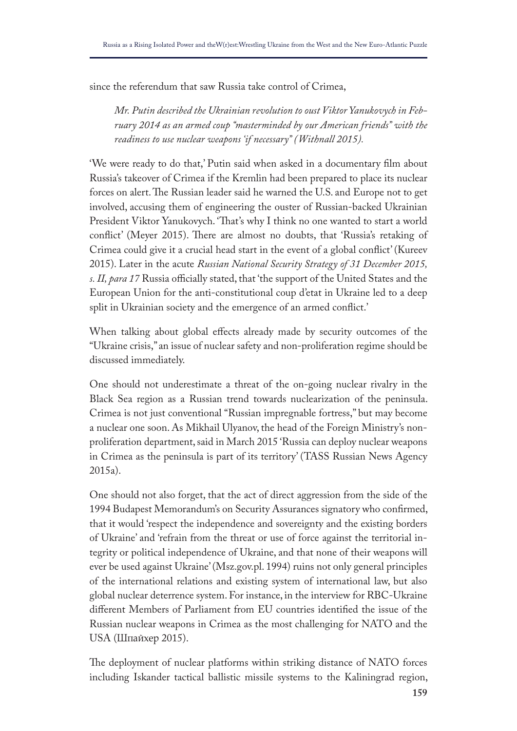since the referendum that saw Russia take control of Crimea,

> *Mr. Putin described the Ukrainian revolution to oust Viktor Yanukovych in February 2014 as an armed coup "masterminded by our American friends" with the readiness to use nuclear weapons 'if necessary" (Withnall 2015).*

'We were ready to do that,' Putin said when asked in a documentary film about Russia's takeover of Crimea if the Kremlin had been prepared to place its nuclear forces on alert. The Russian leader said he warned the U.S. and Europe not to get involved, accusing them of engineering the ouster of Russian-backed Ukrainian President Viktor Yanukovych. 'That's why I think no one wanted to start a world conflict' (Meyer 2015). There are almost no doubts, that 'Russia's retaking of Crimea could give it a crucial head start in the event of a global conflict' (Kureev 2015). Later in the acute *Russian National Security Strategy of 31 December 2015, s. II, para 17* Russia officially stated, that 'the support of the United States and the European Union for the anti-constitutional coup d'etat in Ukraine led to a deep split in Ukrainian society and the emergence of an armed conflict.'

When talking about global effects already made by security outcomes of the "Ukraine crisis," an issue of nuclear safety and non-proliferation regime should be discussed immediately.

One should not underestimate a threat of the on-going nuclear rivalry in the Black Sea region as a Russian trend towards nuclearization of the peninsula. Crimea is not just conventional "Russian impregnable fortress," but may become a nuclear one soon. As Mikhail Ulyanov, the head of the Foreign Ministry's non-proliferation department, said in March 2015 'Russia can deploy nuclear weapons in Crimea as the peninsula is part of its territory' (TASS Russian News Agency 2015a).

One should not also forget, that the act of direct aggression from the side of the 1994 Budapest Memorandum's on Security Assurances signatory who confirmed, that it would 'respect the independence and sovereignty and the existing borders of Ukraine' and 'refrain from the threat or use of force against the territorial integrity or political independence of Ukraine, and that none of their weapons will ever be used against Ukraine' (Msz.gov.pl. 1994) ruins not only general principles of the international relations and existing system of international law, but also global nuclear deterrence system. For instance, in the interview for RBC-Ukraine different Members of Parliament from EU countries identified the issue of the Russian nuclear weapons in Crimea as the most challenging for NATO and the USA (Шпайхер 2015).

The deployment of nuclear platforms within striking distance of NATO forces including Iskander tactical ballistic missile systems to the Kaliningrad region,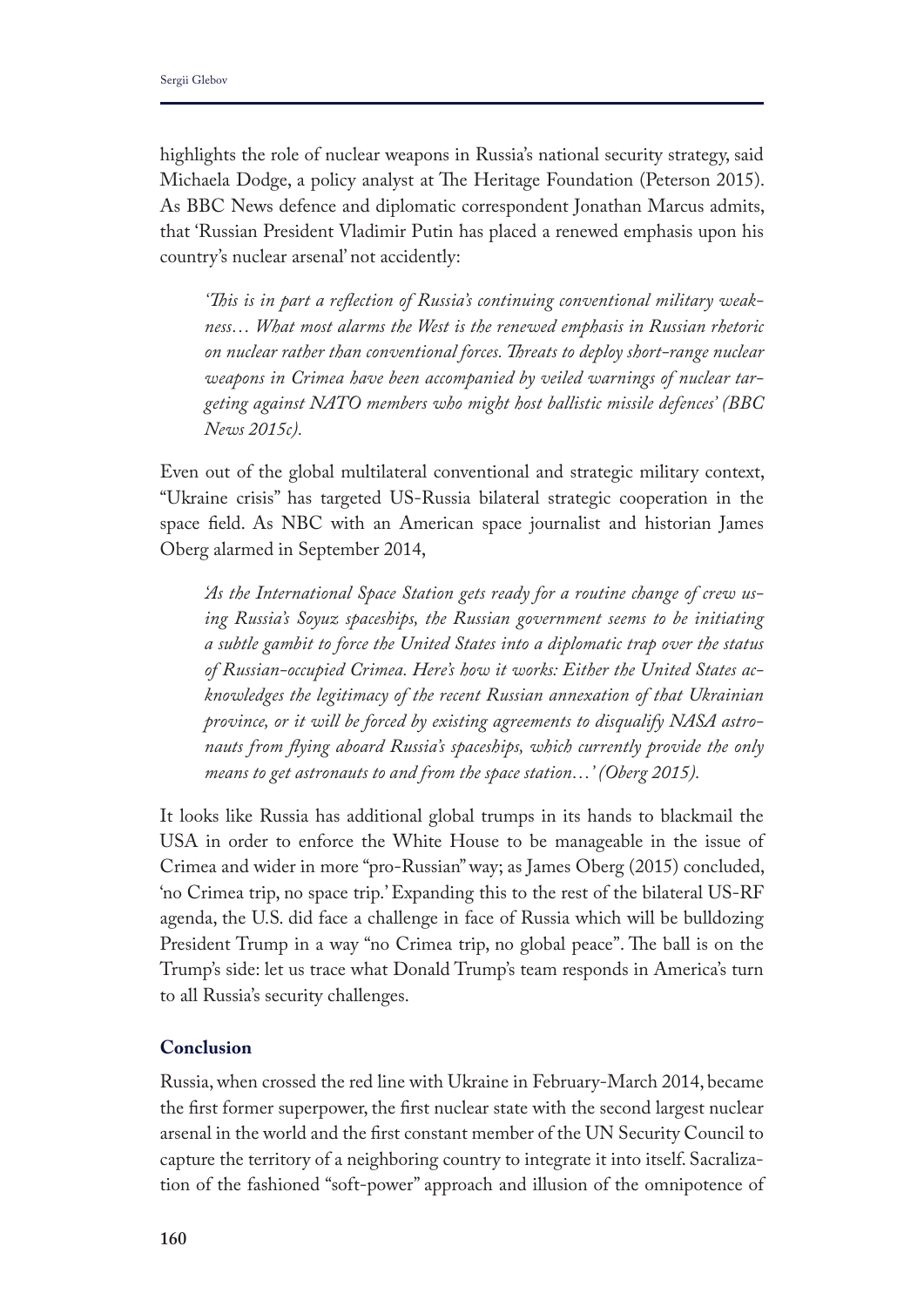highlights the role of nuclear weapons in Russia's national security strategy, said Michaela Dodge, a policy analyst at The Heritage Foundation (Peterson 2015). As BBC News defence and diplomatic correspondent Jonathan Marcus admits, that 'Russian President Vladimir Putin has placed a renewed emphasis upon his country's nuclear arsenal' not accidently:

> *'This is in part a reflection of Russia's continuing conventional military weakness… What most alarms the West is the renewed emphasis in Russian rhetoric on nuclear rather than conventional forces. Threats to deploy short-range nuclear weapons in Crimea have been accompanied by veiled warnings of nuclear targeting against NATO members who might host ballistic missile defences' (BBC News 2015c).*

Even out of the global multilateral conventional and strategic military context, "Ukraine crisis" has targeted US-Russia bilateral strategic cooperation in the space field. As NBC with an American space journalist and historian James Oberg alarmed in September 2014,

> *'As the International Space Station gets ready for a routine change of crew using Russia's Soyuz spaceships, the Russian government seems to be initiating a subtle gambit to force the United States into a diplomatic trap over the status of Russian-occupied Crimea. Here's how it works: Either the United States acknowledges the legitimacy of the recent Russian annexation of that Ukrainian province, or it will be forced by existing agreements to disqualify NASA astronauts from flying aboard Russia's spaceships, which currently provide the only means to get astronauts to and from the space station…' (Oberg 2015).*

It looks like Russia has additional global trumps in its hands to blackmail the USA in order to enforce the White House to be manageable in the issue of Crimea and wider in more "pro-Russian" way; as James Oberg (2015) concluded, 'no Crimea trip, no space trip.' Expanding this to the rest of the bilateral US-RF agenda, the U.S. did face a challenge in face of Russia which will be bulldozing President Trump in a way "no Crimea trip, no global peace". The ball is on the Trump's side: let us trace what Donald Trump's team responds in America's turn to all Russia's security challenges.

## Conclusion

Russia, when crossed the red line with Ukraine in February-March 2014, became the first former superpower, the first nuclear state with the second largest nuclear arsenal in the world and the first constant member of the UN Security Council to capture the territory of a neighboring country to integrate it into itself. Sacralization of the fashioned "soft-power" approach and illusion of the omnipotence of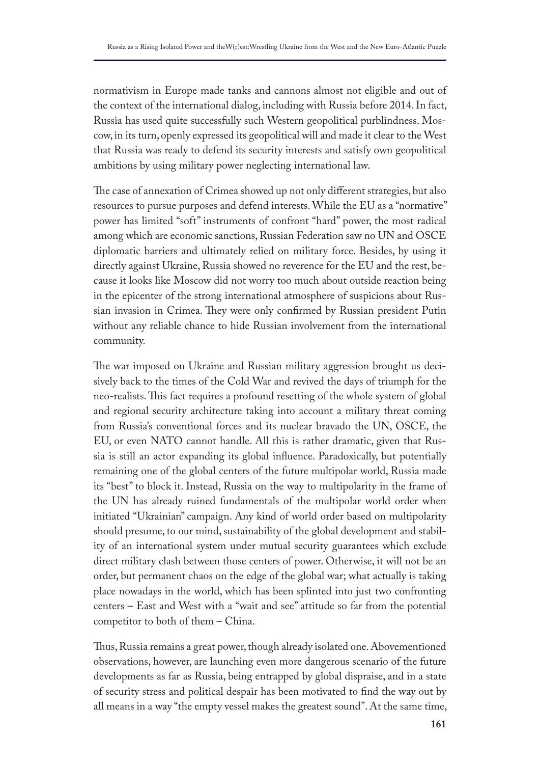normativism in Europe made tanks and cannons almost not eligible and out of the context of the international dialog, including with Russia before 2014. In fact, Russia has used quite successfully such Western geopolitical purblindness. Moscow, in its turn, openly expressed its geopolitical will and made it clear to the West that Russia was ready to defend its security interests and satisfy own geopolitical ambitions by using military power neglecting international law.

The case of annexation of Crimea showed up not only different strategies, but also resources to pursue purposes and defend interests. While the EU as a "normative" power has limited "soft" instruments of confront "hard" power, the most radical among which are economic sanctions, Russian Federation saw no UN and OSCE diplomatic barriers and ultimately relied on military force. Besides, by using it directly against Ukraine, Russia showed no reverence for the EU and the rest, because it looks like Moscow did not worry too much about outside reaction being in the epicenter of the strong international atmosphere of suspicions about Russian invasion in Crimea. They were only confirmed by Russian president Putin without any reliable chance to hide Russian involvement from the international community.

The war imposed on Ukraine and Russian military aggression brought us decisively back to the times of the Cold War and revived the days of triumph for the neo-realists. This fact requires a profound resetting of the whole system of global and regional security architecture taking into account a military threat coming from Russia's conventional forces and its nuclear bravado the UN, OSCE, the EU, or even NATO cannot handle. All this is rather dramatic, given that Russia is still an actor expanding its global influence. Paradoxically, but potentially remaining one of the global centers of the future multipolar world, Russia made its "best" to block it. Instead, Russia on the way to multipolarity in the frame of the UN has already ruined fundamentals of the multipolar world order when initiated "Ukrainian" campaign. Any kind of world order based on multipolarity should presume, to our mind, sustainability of the global development and stability of an international system under mutual security guarantees which exclude direct military clash between those centers of power. Otherwise, it will not be an order, but permanent chaos on the edge of the global war; what actually is taking place nowadays in the world, which has been splinted into just two confronting centers – East and West with a "wait and see" attitude so far from the potential competitor to both of them – China.

Thus, Russia remains a great power, though already isolated one. Abovementioned observations, however, are launching even more dangerous scenario of the future developments as far as Russia, being entrapped by global dispraise, and in a state of security stress and political despair has been motivated to find the way out by all means in a way "the empty vessel makes the greatest sound". At the same time,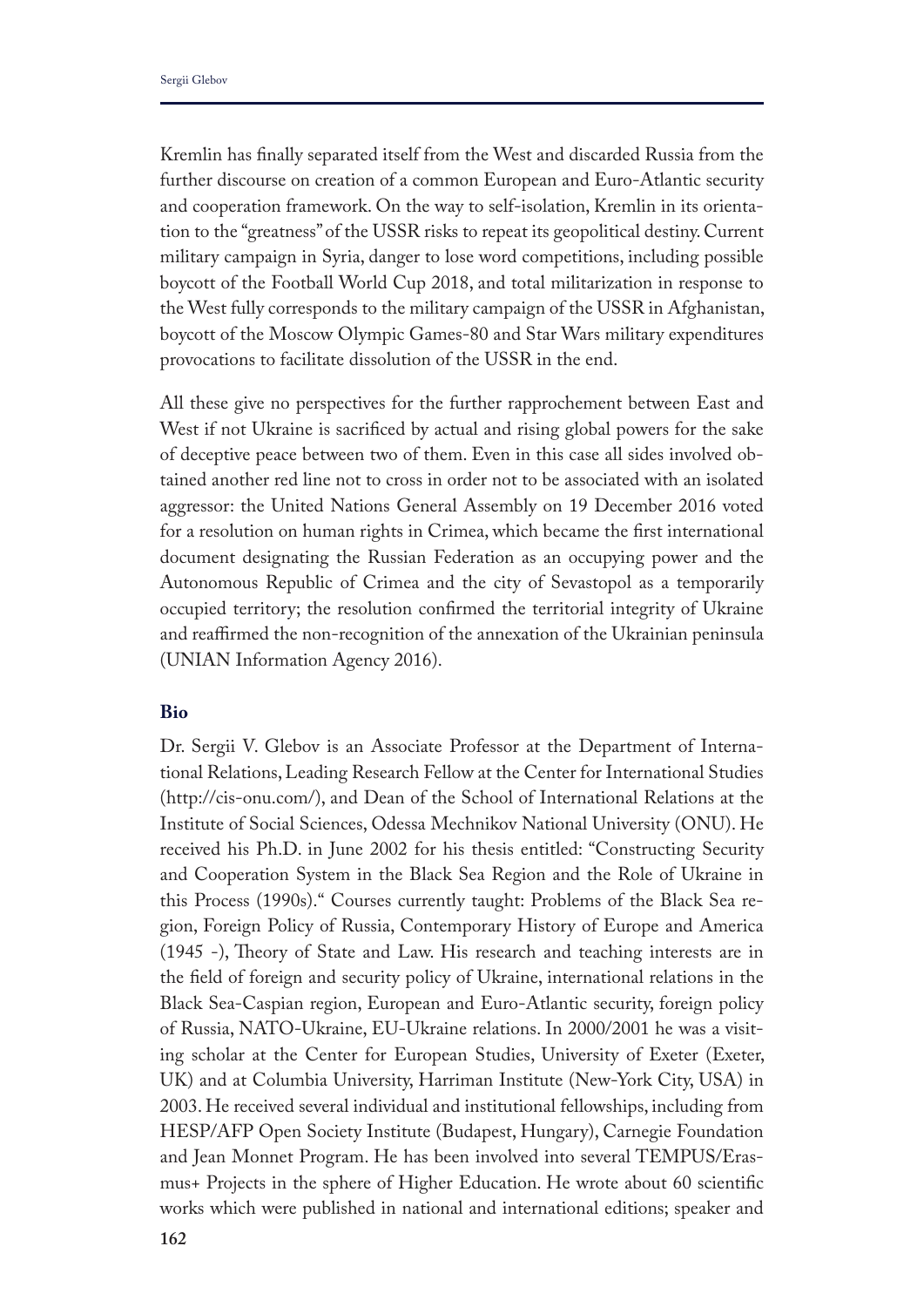Kremlin has finally separated itself from the West and discarded Russia from the further discourse on creation of a common European and Euro-Atlantic security and cooperation framework. On the way to self-isolation, Kremlin in its orientation to the "greatness" of the USSR risks to repeat its geopolitical destiny. Current military campaign in Syria, danger to lose word competitions, including possible boycott of the Football World Cup 2018, and total militarization in response to the West fully corresponds to the military campaign of the USSR in Afghanistan, boycott of the Moscow Olympic Games-80 and Star Wars military expenditures provocations to facilitate dissolution of the USSR in the end.

All these give no perspectives for the further rapprochement between East and West if not Ukraine is sacrificed by actual and rising global powers for the sake of deceptive peace between two of them. Even in this case all sides involved obtained another red line not to cross in order not to be associated with an isolated aggressor: the United Nations General Assembly on 19 December 2016 voted for a resolution on human rights in Crimea, which became the first international document designating the Russian Federation as an occupying power and the Autonomous Republic of Crimea and the city of Sevastopol as a temporarily occupied territory; the resolution confirmed the territorial integrity of Ukraine and reaffirmed the non-recognition of the annexation of the Ukrainian peninsula (UNIAN Information Agency 2016).

## Bio

Dr. Sergii V. Glebov is an Associate Professor at the Department of International Relations, Leading Research Fellow at the Center for International Studies (http://cis-onu.com/), and Dean of the School of International Relations at the Institute of Social Sciences, Odessa Mechnikov National University (ONU). He received his Ph.D. in June 2002 for his thesis entitled: "Constructing Security and Cooperation System in the Black Sea Region and the Role of Ukraine in this Process (1990s)." Courses currently taught: Problems of the Black Sea region, Foreign Policy of Russia, Contemporary History of Europe and America (1945 -), Theory of State and Law. His research and teaching interests are in the field of foreign and security policy of Ukraine, international relations in the Black Sea-Caspian region, European and Euro-Atlantic security, foreign policy of Russia, NATO-Ukraine, EU-Ukraine relations. In 2000/2001 he was a visiting scholar at the Center for European Studies, University of Exeter (Exeter, UK) and at Columbia University, Harriman Institute (New-York City, USA) in 2003. He received several individual and institutional fellowships, including from HESP/AFP Open Society Institute (Budapest, Hungary), Carnegie Foundation and Jean Monnet Program. He has been involved into several TEMPUS/Erasmus+ Projects in the sphere of Higher Education. He wrote about 60 scientific works which were published in national and international editions; speaker and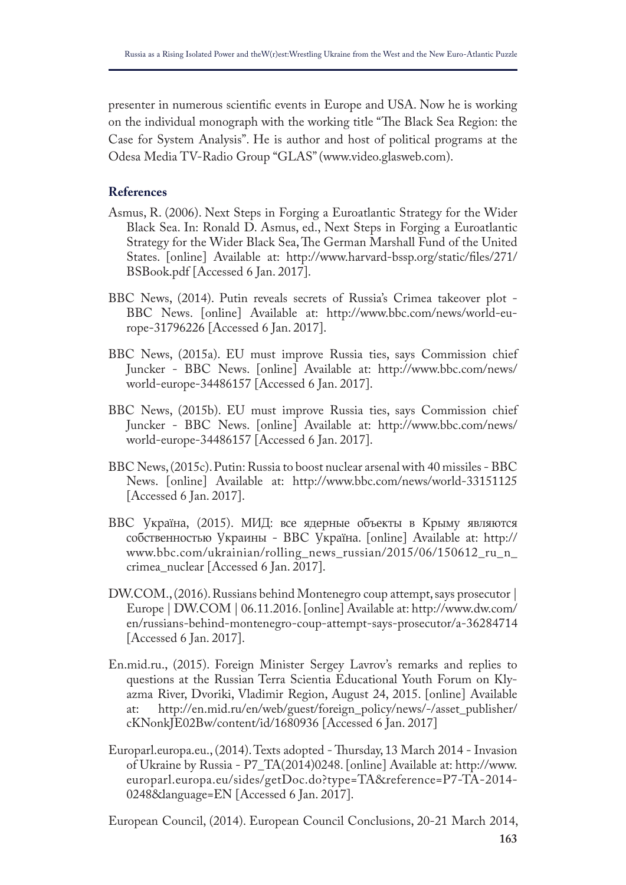presenter in numerous scientific events in Europe and USA. Now he is working on the individual monograph with the working title "The Black Sea Region: the Case for System Analysis". He is author and host of political programs at the Odesa Media TV-Radio Group "GLAS" (www.video.glasweb.com).

## References

Asmus, R. (2006). Next Steps in Forging a Euroatlantic Strategy for the Wider Black Sea. In: Ronald D. Asmus, ed., Next Steps in Forging a Euroatlantic Strategy for the Wider Black Sea, The German Marshall Fund of the United States. [online] Available at: http://www.harvard-bssp.org/static/files/271/BSBook.pdf [Accessed 6 Jan. 2017].

BBC News, (2014). Putin reveals secrets of Russia's Crimea takeover plot - BBC News. [online] Available at: http://www.bbc.com/news/world-europe-31796226 [Accessed 6 Jan. 2017].

BBC News, (2015a). EU must improve Russia ties, says Commission chief Juncker - BBC News. [online] Available at: http://www.bbc.com/news/world-europe-34486157 [Accessed 6 Jan. 2017].

BBC News, (2015b). EU must improve Russia ties, says Commission chief Juncker - BBC News. [online] Available at: http://www.bbc.com/news/world-europe-34486157 [Accessed 6 Jan. 2017].

BBC News, (2015c). Putin: Russia to boost nuclear arsenal with 40 missiles - BBC News. [online] Available at: http://www.bbc.com/news/world-33151125 [Accessed 6 Jan. 2017].

BBC Україна, (2015). МИД: все ядерные объекты в Крыму являются собственностью Украины - BBC Україна. [online] Available at: http://www.bbc.com/ukrainian/rolling_news_russian/2015/06/150612_ru_n_crimea_nuclear [Accessed 6 Jan. 2017].

DW.COM., (2016). Russians behind Montenegro coup attempt, says prosecutor | Europe | DW.COM | 06.11.2016. [online] Available at: http://www.dw.com/en/russians-behind-montenegro-coup-attempt-says-prosecutor/a-36284714 [Accessed 6 Jan. 2017].

En.mid.ru., (2015). Foreign Minister Sergey Lavrov's remarks and replies to questions at the Russian Terra Scientia Educational Youth Forum on Klyazma River, Dvoriki, Vladimir Region, August 24, 2015. [online] Available at: http://en.mid.ru/en/web/guest/foreign_policy/news/-/asset_publisher/cKNonkJE02Bw/content/id/1680936 [Accessed 6 Jan. 2017]

Europarl.europa.eu., (2014). Texts adopted - Thursday, 13 March 2014 - Invasion of Ukraine by Russia - P7_TA(2014)0248. [online] Available at: http://www.europarl.europa.eu/sides/getDoc.do?type=TA&reference=P7-TA-2014-0248&language=EN [Accessed 6 Jan. 2017].

European Council, (2014). European Council Conclusions, 20-21 March 2014,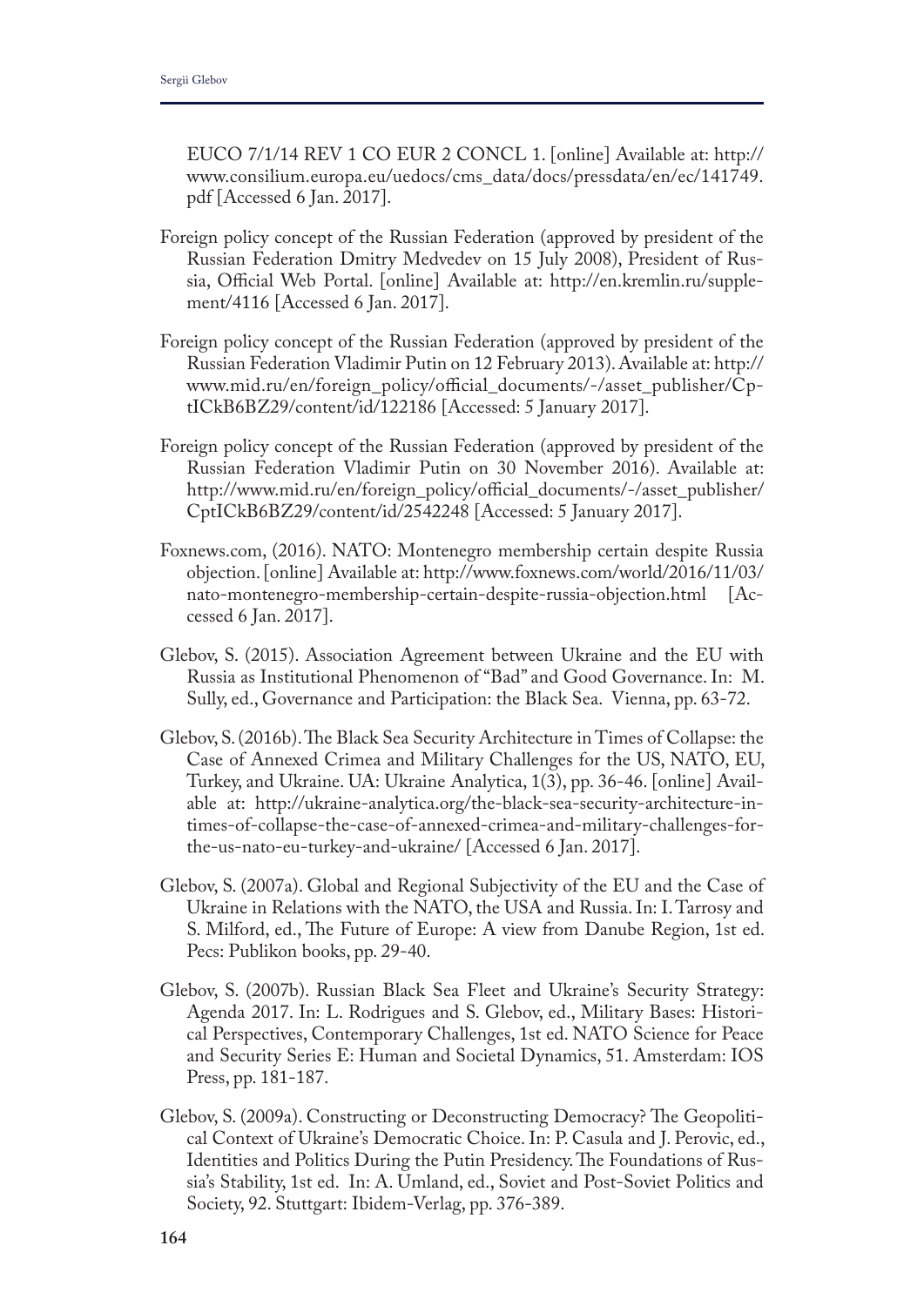EUCO 7/1/14 REV 1 CO EUR 2 CONCL 1. [online] Available at: http://www.consilium.europa.eu/uedocs/cms_data/docs/pressdata/en/ec/141749.pdf [Accessed 6 Jan. 2017].

Foreign policy concept of the Russian Federation (approved by president of the Russian Federation Dmitry Medvedev on 15 July 2008), President of Russia, Official Web Portal. [online] Available at: http://en.kremlin.ru/supplement/4116 [Accessed 6 Jan. 2017].

Foreign policy concept of the Russian Federation (approved by president of the Russian Federation Vladimir Putin on 12 February 2013). Available at: http://www.mid.ru/en/foreign_policy/official_documents/-/asset_publisher/CptICkB6BZ29/content/id/122186 [Accessed: 5 January 2017].

Foreign policy concept of the Russian Federation (approved by president of the Russian Federation Vladimir Putin on 30 November 2016). Available at: http://www.mid.ru/en/foreign_policy/official_documents/-/asset_publisher/CptICkB6BZ29/content/id/2542248 [Accessed: 5 January 2017].

Foxnews.com, (2016). NATO: Montenegro membership certain despite Russia objection. [online] Available at: http://www.foxnews.com/world/2016/11/03/nato-montenegro-membership-certain-despite-russia-objection.html [Accessed 6 Jan. 2017].

Glebov, S. (2015). Association Agreement between Ukraine and the EU with Russia as Institutional Phenomenon of "Bad" and Good Governance. In: M. Sully, ed., Governance and Participation: the Black Sea. Vienna, pp. 63-72.

Glebov, S. (2016b). The Black Sea Security Architecture in Times of Collapse: the Case of Annexed Crimea and Military Challenges for the US, NATO, EU, Turkey, and Ukraine. UA: Ukraine Analytica, 1(3), pp. 36-46. [online] Available at: http://ukraine-analytica.org/the-black-sea-security-architecture-in-times-of-collapse-the-case-of-annexed-crimea-and-military-challenges-for-the-us-nato-eu-turkey-and-ukraine/ [Accessed 6 Jan. 2017].

Glebov, S. (2007a). Global and Regional Subjectivity of the EU and the Case of Ukraine in Relations with the NATO, the USA and Russia. In: I. Tarrosy and S. Milford, ed., The Future of Europe: A view from Danube Region, 1st ed. Pecs: Publikon books, pp. 29-40.

Glebov, S. (2007b). Russian Black Sea Fleet and Ukraine's Security Strategy: Agenda 2017. In: L. Rodrigues and S. Glebov, ed., Military Bases: Historical Perspectives, Contemporary Challenges, 1st ed. NATO Science for Peace and Security Series E: Human and Societal Dynamics, 51. Amsterdam: IOS Press, pp. 181-187.

Glebov, S. (2009a). Constructing or Deconstructing Democracy? The Geopolitical Context of Ukraine's Democratic Choice. In: P. Casula and J. Perovic, ed., Identities and Politics During the Putin Presidency. The Foundations of Russia's Stability, 1st ed. In: A. Umland, ed., Soviet and Post-Soviet Politics and Society, 92. Stuttgart: Ibidem-Verlag, pp. 376-389.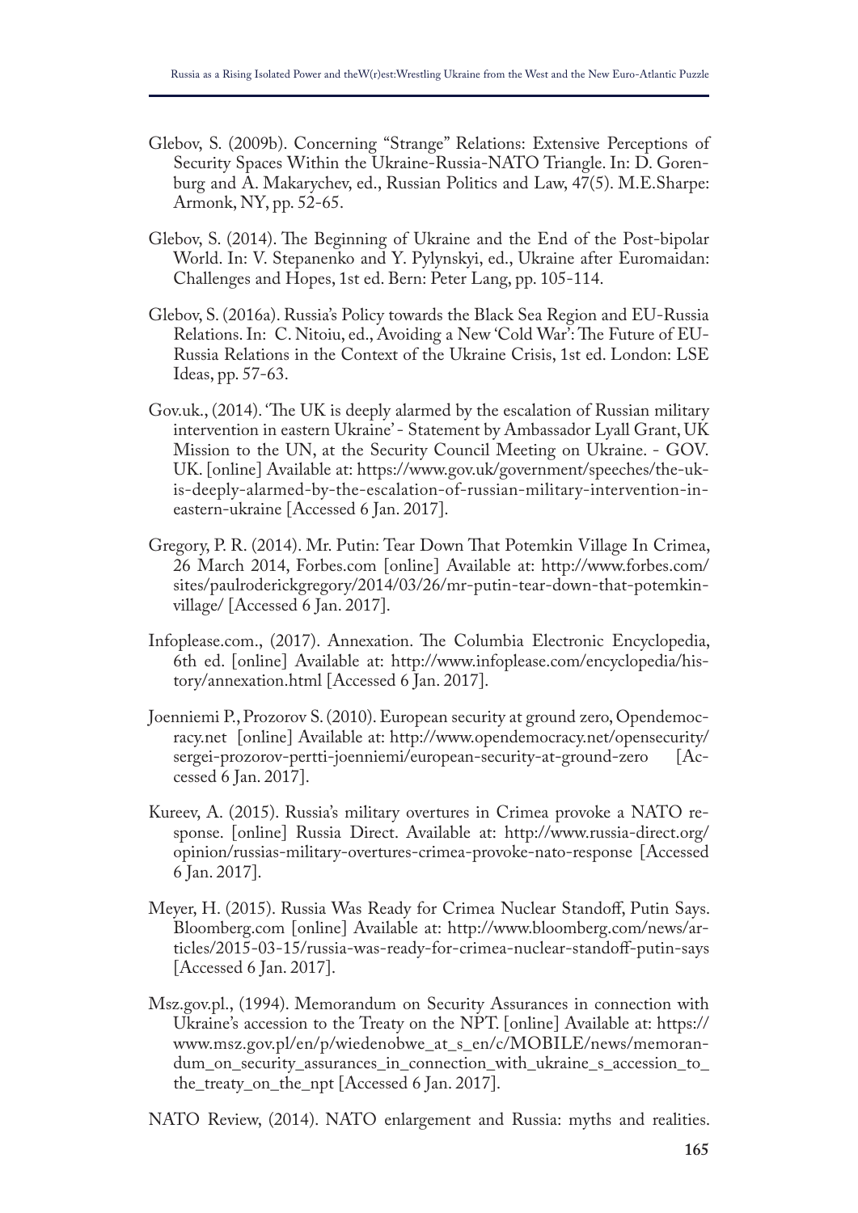Glebov, S. (2009b). Concerning "Strange" Relations: Extensive Perceptions of Security Spaces Within the Ukraine-Russia-NATO Triangle. In: D. Gorenburg and A. Makarychev, ed., Russian Politics and Law, 47(5). M.E.Sharpe: Armonk, NY, pp. 52-65.

Glebov, S. (2014). The Beginning of Ukraine and the End of the Post-bipolar World. In: V. Stepanenko and Y. Pylynskyi, ed., Ukraine after Euromaidan: Challenges and Hopes, 1st ed. Bern: Peter Lang, pp. 105-114.

Glebov, S. (2016a). Russia's Policy towards the Black Sea Region and EU-Russia Relations. In: C. Nitoiu, ed., Avoiding a New 'Cold War': The Future of EU-Russia Relations in the Context of the Ukraine Crisis, 1st ed. London: LSE Ideas, pp. 57-63.

Gov.uk., (2014). 'The UK is deeply alarmed by the escalation of Russian military intervention in eastern Ukraine' - Statement by Ambassador Lyall Grant, UK Mission to the UN, at the Security Council Meeting on Ukraine. - GOV.UK. [online] Available at: https://www.gov.uk/government/speeches/the-uk-is-deeply-alarmed-by-the-escalation-of-russian-military-intervention-in-eastern-ukraine [Accessed 6 Jan. 2017].

Gregory, P. R. (2014). Mr. Putin: Tear Down That Potemkin Village In Crimea, 26 March 2014, Forbes.com [online] Available at: http://www.forbes.com/sites/paulroderickgregory/2014/03/26/mr-putin-tear-down-that-potemkin-village/ [Accessed 6 Jan. 2017].

Infoplease.com., (2017). Annexation. The Columbia Electronic Encyclopedia, 6th ed. [online] Available at: http://www.infoplease.com/encyclopedia/history/annexation.html [Accessed 6 Jan. 2017].

Joenniemi P., Prozorov S. (2010). European security at ground zero, Opendemocracy.net [online] Available at: http://www.opendemocracy.net/opensecurity/sergei-prozorov-pertti-joenniemi/european-security-at-ground-zero [Accessed 6 Jan. 2017].

Kureev, A. (2015). Russia's military overtures in Crimea provoke a NATO response. [online] Russia Direct. Available at: http://www.russia-direct.org/opinion/russias-military-overtures-crimea-provoke-nato-response [Accessed 6 Jan. 2017].

Meyer, H. (2015). Russia Was Ready for Crimea Nuclear Standoff, Putin Says. Bloomberg.com [online] Available at: http://www.bloomberg.com/news/articles/2015-03-15/russia-was-ready-for-crimea-nuclear-standoff-putin-says [Accessed 6 Jan. 2017].

Msz.gov.pl., (1994). Memorandum on Security Assurances in connection with Ukraine's accession to the Treaty on the NPT. [online] Available at: https://www.msz.gov.pl/en/p/wiedenobwe_at_s_en/c/MOBILE/news/memorandum_on_security_assurances_in_connection_with_ukraine_s_accession_to_the_treaty_on_the_npt [Accessed 6 Jan. 2017].

NATO Review, (2014). NATO enlargement and Russia: myths and realities.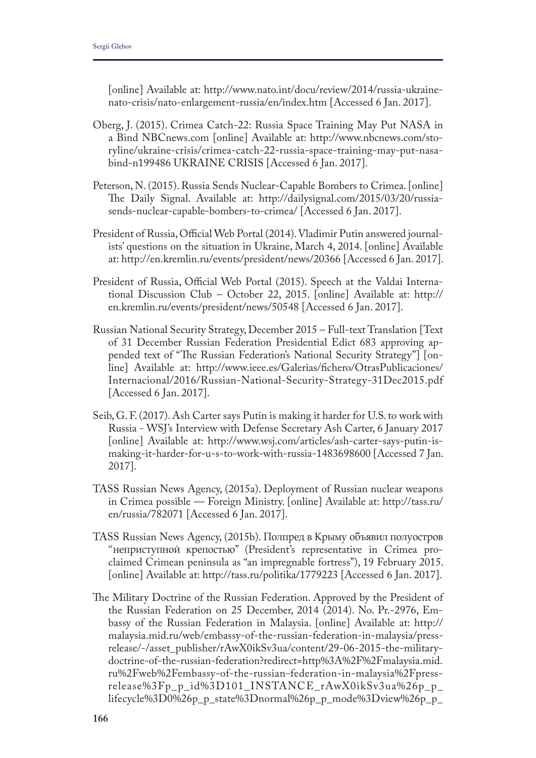[online] Available at: http://www.nato.int/docu/review/2014/russia-ukraine-nato-crisis/nato-enlargement-russia/en/index.htm [Accessed 6 Jan. 2017].

Oberg, J. (2015). Crimea Catch-22: Russia Space Training May Put NASA in a Bind NBCnews.com [online] Available at: http://www.nbcnews.com/storyline/ukraine-crisis/crimea-catch-22-russia-space-training-may-put-nasa-bind-n199486 UKRAINE CRISIS [Accessed 6 Jan. 2017].

Peterson, N. (2015). Russia Sends Nuclear-Capable Bombers to Crimea. [online] The Daily Signal. Available at: http://dailysignal.com/2015/03/20/russia-sends-nuclear-capable-bombers-to-crimea/ [Accessed 6 Jan. 2017].

President of Russia, Official Web Portal (2014). Vladimir Putin answered journalists' questions on the situation in Ukraine, March 4, 2014. [online] Available at: http://en.kremlin.ru/events/president/news/20366 [Accessed 6 Jan. 2017].

President of Russia, Official Web Portal (2015). Speech at the Valdai International Discussion Club – October 22, 2015. [online] Available at: http://en.kremlin.ru/events/president/news/50548 [Accessed 6 Jan. 2017].

Russian National Security Strategy, December 2015 – Full-text Translation [Text of 31 December Russian Federation Presidential Edict 683 approving appended text of "The Russian Federation's National Security Strategy"] [online] Available at: http://www.ieee.es/Galerias/fichero/OtrasPublicaciones/Internacional/2016/Russian-National-Security-Strategy-31Dec2015.pdf [Accessed 6 Jan. 2017].

Seib, G. F. (2017). Ash Carter says Putin is making it harder for U.S. to work with Russia - WSJ's Interview with Defense Secretary Ash Carter, 6 January 2017 [online] Available at: http://www.wsj.com/articles/ash-carter-says-putin-is-making-it-harder-for-u-s-to-work-with-russia-1483698600 [Accessed 7 Jan. 2017].

TASS Russian News Agency, (2015a). Deployment of Russian nuclear weapons in Crimea possible — Foreign Ministry. [online] Available at: http://tass.ru/en/russia/782071 [Accessed 6 Jan. 2017].

TASS Russian News Agency, (2015b). Полпред в Крыму объявил полуостров "неприступной крепостью" (President's representative in Crimea proclaimed Crimean peninsula as "an impregnable fortress"), 19 February 2015. [online] Available at: http://tass.ru/politika/1779223 [Accessed 6 Jan. 2017].

The Military Doctrine of the Russian Federation. Approved by the President of the Russian Federation on 25 December, 2014 (2014). No. Pr.-2976, Embassy of the Russian Federation in Malaysia. [online] Available at: http://malaysia.mid.ru/web/embassy-of-the-russian-federation-in-malaysia/press-release/-/asset_publisher/rAwX0ikSv3ua/content/29-06-2015-the-military-doctrine-of-the-russian-federation?redirect=http%3A%2F%2Fmalaysia.mid.ru%2Fweb%2Fembassy-of-the-russian-federation-in-malaysia%2Fpress-release%3Fp_p_id%3D101_INSTANCE_rAwX0ikSv3ua%26p_p_lifecycle%3D0%26p_p_state%3Dnormal%26p_p_mode%3Dview%26p_p_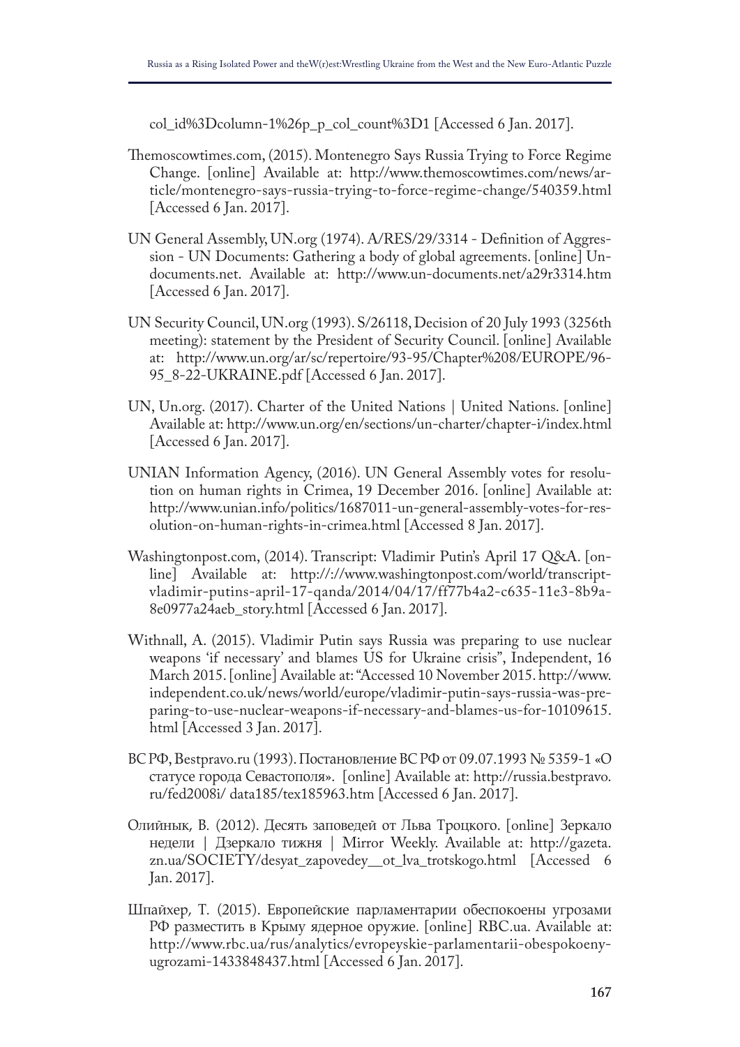col_id%3Dcolumn-1%26p_p_col_count%3D1 [Accessed 6 Jan. 2017].

Themoscowtimes.com, (2015). Montenegro Says Russia Trying to Force Regime Change. [online] Available at: http://www.themoscowtimes.com/news/article/montenegro-says-russia-trying-to-force-regime-change/540359.html [Accessed 6 Jan. 2017].

UN General Assembly, UN.org (1974). A/RES/29/3314 - Definition of Aggression - UN Documents: Gathering a body of global agreements. [online] Un-documents.net. Available at: http://www.un-documents.net/a29r3314.htm [Accessed 6 Jan. 2017].

UN Security Council, UN.org (1993). S/26118, Decision of 20 July 1993 (3256th meeting): statement by the President of Security Council. [online] Available at: http://www.un.org/ar/sc/repertoire/93-95/Chapter%208/EUROPE/96-95_8-22-UKRAINE.pdf [Accessed 6 Jan. 2017].

UN, Un.org. (2017). Charter of the United Nations | United Nations. [online] Available at: http://www.un.org/en/sections/un-charter/chapter-i/index.html [Accessed 6 Jan. 2017].

UNIAN Information Agency, (2016). UN General Assembly votes for resolution on human rights in Crimea, 19 December 2016. [online] Available at: http://www.unian.info/politics/1687011-un-general-assembly-votes-for-resolution-on-human-rights-in-crimea.html [Accessed 8 Jan. 2017].

Washingtonpost.com, (2014). Transcript: Vladimir Putin's April 17 Q&A. [online] Available at: http://://www.washingtonpost.com/world/transcript-vladimir-putins-april-17-qanda/2014/04/17/ff77b4a2-c635-11e3-8b9a-8e0977a24aeb_story.html [Accessed 6 Jan. 2017].

Withnall, A. (2015). Vladimir Putin says Russia was preparing to use nuclear weapons 'if necessary' and blames US for Ukraine crisis", Independent, 16 March 2015. [online] Available at: "Accessed 10 November 2015. http://www.independent.co.uk/news/world/europe/vladimir-putin-says-russia-was-preparing-to-use-nuclear-weapons-if-necessary-and-blames-us-for-10109615.html [Accessed 3 Jan. 2017].

ВС РФ, Bestpravo.ru (1993). Постановление ВС РФ от 09.07.1993 № 5359-1 «О статусе города Севастополя». [online] Available at: http://russia.bestpravo.ru/fed2008i/ data185/tex185963.htm [Accessed 6 Jan. 2017].

Олийнык, В. (2012). Десять заповедей от Льва Троцкого. [online] Зеркало недели | Дзеркало тижня | Mirror Weekly. Available at: http://gazeta.zn.ua/SOCIETY/desyat_zapovedey__ot_lva_trotskogo.html [Accessed 6 Jan. 2017].

Шпайхер, Т. (2015). Европейские парламентарии обеспокоены угрозами РФ разместить в Крыму ядерное оружие. [online] RBC.ua. Available at: http://www.rbc.ua/rus/analytics/evropeyskie-parlamentarii-obespokoeny-ugrozami-1433848437.html [Accessed 6 Jan. 2017].